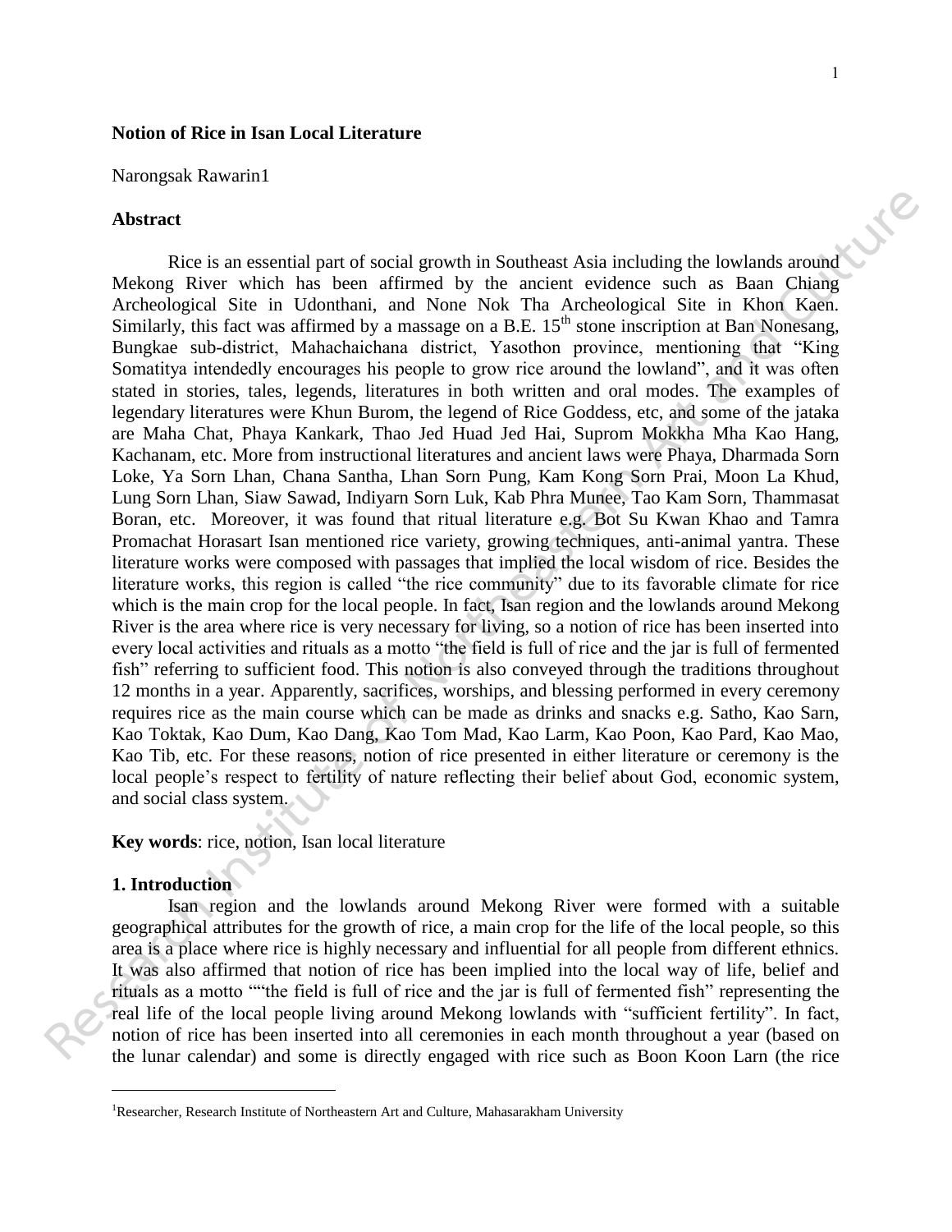**Notion of Rice in Isan Local Literature**

Narongsak Rawarin1

**Abstract**

Rice is an essential part of social growth in Southeast Asia including the lowlands around Mekong River which has been affirmed by the ancient evidence such as Baan Chiang Archeological Site in Udonthani, and None Nok Tha Archeological Site in Khon Kaen. Similarly, this fact was affirmed by a massage on a B.E. 15th stone inscription at Ban Nonesang, Bungkae sub-district, Mahachaichana district, Yasothon province, mentioning that "King Somatitya intendedly encourages his people to grow rice around the lowland", and it was often stated in stories, tales, legends, literatures in both written and oral modes. The examples of legendary literatures were Khun Burom, the legend of Rice Goddess, etc, and some of the jataka are Maha Chat, Phaya Kankark, Thao Jed Huad Jed Hai, Suprom Mokkha Mha Kao Hang, Kachanam, etc. More from instructional literatures and ancient laws were Phaya, Dharmada Sorn Loke, Ya Sorn Lhan, Chana Santha, Lhan Sorn Pung, Kam Kong Sorn Prai, Moon La Khud, Lung Sorn Lhan, Siaw Sawad, Indiyarn Sorn Luk, Kab Phra Munee, Tao Kam Sorn, Thammasat Boran, etc. Moreover, it was found that ritual literature e.g. Bot Su Kwan Khao and Tamra Promachat Horasart Isan mentioned rice variety, growing techniques, anti-animal yantra. These literature works were composed with passages that implied the local wisdom of rice. Besides the literature works, this region is called "the rice community" due to its favorable climate for rice which is the main crop for the local people. In fact, Isan region and the lowlands around Mekong River is the area where rice is very necessary for living, so a notion of rice has been inserted into every local activities and rituals as a motto "the field is full of rice and the jar is full of fermented fish" referring to sufficient food. This notion is also conveyed through the traditions throughout 12 months in a year. Apparently, sacrifices, worships, and blessing performed in every ceremony requires rice as the main course which can be made as drinks and snacks e.g. Satho, Kao Sarn, Kao Toktak, Kao Dum, Kao Dang, Kao Tom Mad, Kao Larm, Kao Poon, Kao Pard, Kao Mao, Kao Tib, etc. For these reasons, notion of rice presented in either literature or ceremony is the local people's respect to fertility of nature reflecting their belief about God, economic system, and social class system.

**Key words**: rice, notion, Isan local literature

## 1. Introduction

Isan region and the lowlands around Mekong River were formed with a suitable geographical attributes for the growth of rice, a main crop for the life of the local people, so this area is a place where rice is highly necessary and influential for all people from different ethnics. It was also affirmed that notion of rice has been implied into the local way of life, belief and rituals as a motto ""the field is full of rice and the jar is full of fermented fish" representing the real life of the local people living around Mekong lowlands with "sufficient fertility". In fact, notion of rice has been inserted into all ceremonies in each month throughout a year (based on the lunar calendar) and some is directly engaged with rice such as Boon Koon Larn (the rice

[1]Researcher, Research Institute of Northeastern Art and Culture, Mahasarakham University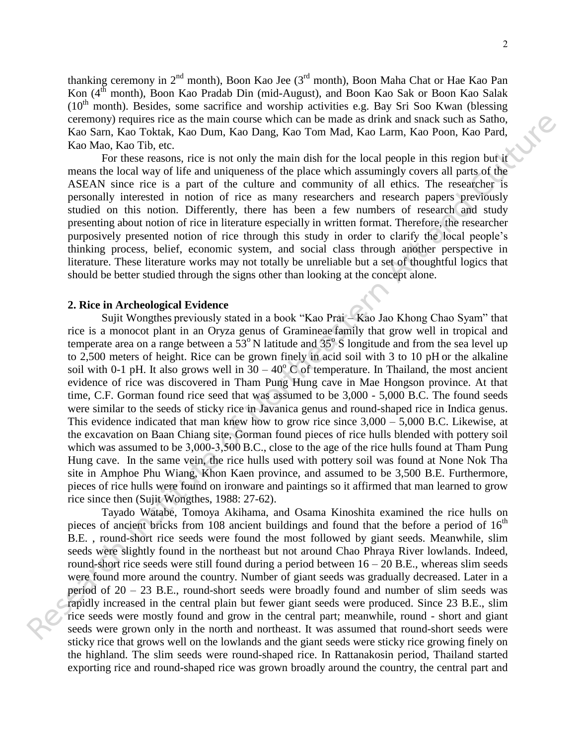thanking ceremony in 2nd month), Boon Kao Jee (3rd month), Boon Maha Chat or Hae Kao Pan Kon (4th month), Boon Kao Pradab Din (mid-August), and Boon Kao Sak or Boon Kao Salak (10th month). Besides, some sacrifice and worship activities e.g. Bay Sri Soo Kwan (blessing ceremony) requires rice as the main course which can be made as drink and snack such as Satho, Kao Sarn, Kao Toktak, Kao Dum, Kao Dang, Kao Tom Mad, Kao Larm, Kao Poon, Kao Pard, Kao Mao, Kao Tib, etc.

For these reasons, rice is not only the main dish for the local people in this region but it means the local way of life and uniqueness of the place which assumingly covers all parts of the ASEAN since rice is a part of the culture and community of all ethics. The researcher is personally interested in notion of rice as many researchers and research papers previously studied on this notion. Differently, there has been a few numbers of research and study presenting about notion of rice in literature especially in written format. Therefore, the researcher purposively presented notion of rice through this study in order to clarify the local people's thinking process, belief, economic system, and social class through another perspective in literature. These literature works may not totally be unreliable but a set of thoughtful logics that should be better studied through the signs other than looking at the concept alone.

## 2. Rice in Archeological Evidence

Sujit Wongthes previously stated in a book "Kao Prai – Kao Jao Khong Chao Syam" that rice is a monocot plant in an Oryza genus of Gramineae family that grow well in tropical and temperate area on a range between a 53° N latitude and 35° S longitude and from the sea level up to 2,500 meters of height. Rice can be grown finely in acid soil with 3 to 10 pH or the alkaline soil with 0-1 pH. It also grows well in 30 – 40° C of temperature. In Thailand, the most ancient evidence of rice was discovered in Tham Pung Hung cave in Mae Hongson province. At that time, C.F. Gorman found rice seed that was assumed to be 3,000 - 5,000 B.C. The found seeds were similar to the seeds of sticky rice in Javanica genus and round-shaped rice in Indica genus. This evidence indicated that man knew how to grow rice since 3,000 – 5,000 B.C. Likewise, at the excavation on Baan Chiang site, Gorman found pieces of rice hulls blended with pottery soil which was assumed to be 3,000-3,500 B.C., close to the age of the rice hulls found at Tham Pung Hung cave. In the same vein, the rice hulls used with pottery soil was found at None Nok Tha site in Amphoe Phu Wiang, Khon Kaen province, and assumed to be 3,500 B.E. Furthermore, pieces of rice hulls were found on ironware and paintings so it affirmed that man learned to grow rice since then (Sujit Wongthes, 1988: 27-62).

Tayado Watabe, Tomoya Akihama, and Osama Kinoshita examined the rice hulls on pieces of ancient bricks from 108 ancient buildings and found that the before a period of 16th B.E. , round-short rice seeds were found the most followed by giant seeds. Meanwhile, slim seeds were slightly found in the northeast but not around Chao Phraya River lowlands. Indeed, round-short rice seeds were still found during a period between 16 – 20 B.E., whereas slim seeds were found more around the country. Number of giant seeds was gradually decreased. Later in a period of 20 – 23 B.E., round-short seeds were broadly found and number of slim seeds was rapidly increased in the central plain but fewer giant seeds were produced. Since 23 B.E., slim rice seeds were mostly found and grow in the central part; meanwhile, round - short and giant seeds were grown only in the north and northeast. It was assumed that round-short seeds were sticky rice that grows well on the lowlands and the giant seeds were sticky rice growing finely on the highland. The slim seeds were round-shaped rice. In Rattanakosin period, Thailand started exporting rice and round-shaped rice was grown broadly around the country, the central part and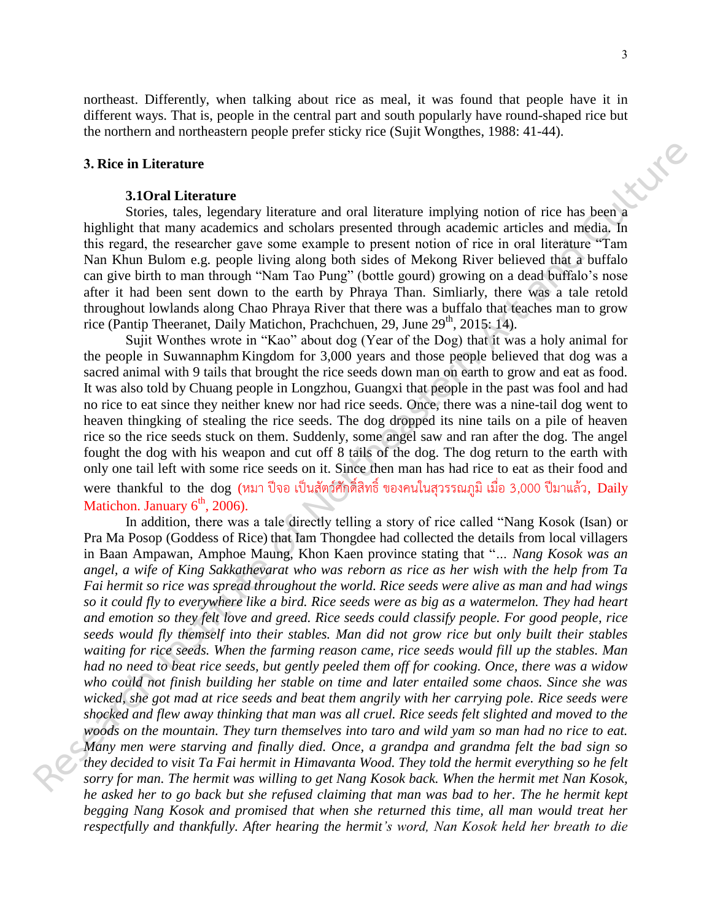northeast. Differently, when talking about rice as meal, it was found that people have it in different ways. That is, people in the central part and south popularly have round-shaped rice but the northern and northeastern people prefer sticky rice (Sujit Wongthes, 1988: 41-44).

## 3. Rice in Literature

### 3.1Oral Literature

Stories, tales, legendary literature and oral literature implying notion of rice has been a highlight that many academics and scholars presented through academic articles and media. In this regard, the researcher gave some example to present notion of rice in oral literature "Tam Nan Khun Bulom e.g. people living along both sides of Mekong River believed that a buffalo can give birth to man through "Nam Tao Pung" (bottle gourd) growing on a dead buffalo's nose after it had been sent down to the earth by Phraya Than. Simliarly, there was a tale retold throughout lowlands along Chao Phraya River that there was a buffalo that teaches man to grow rice (Pantip Theeranet, Daily Matichon, Prachchuen, 29, June 29th, 2015: 14).

Sujit Wonthes wrote in "Kao" about dog (Year of the Dog) that it was a holy animal for the people in Suwannaphm Kingdom for 3,000 years and those people believed that dog was a sacred animal with 9 tails that brought the rice seeds down man on earth to grow and eat as food. It was also told by Chuang people in Longzhou, Guangxi that people in the past was fool and had no rice to eat since they neither knew nor had rice seeds. Once, there was a nine-tail dog went to heaven thingking of stealing the rice seeds. The dog dropped its nine tails on a pile of heaven rice so the rice seeds stuck on them. Suddenly, some angel saw and ran after the dog. The angel fought the dog with his weapon and cut off 8 tails of the dog. The dog return to the earth with only one tail left with some rice seeds on it. Since then man has had rice to eat as their food and were thankful to the dog (หมา ปีจอ เป็นสัตว์ศักดิ์สิทธิ์ ของคนในสุวรรณภูมิ เมื่อ 3,000 ปีมาแล้ว, Daily Matichon. January 6th, 2006).

In addition, there was a tale directly telling a story of rice called "Nang Kosok (Isan) or Pra Ma Posop (Goddess of Rice) that Iam Thongdee had collected the details from local villagers in Baan Ampawan, Amphoe Maung, Khon Kaen province stating that "*... Nang Kosok was an angel, a wife of King Sakkathevarat who was reborn as rice as her wish with the help from Ta Fai hermit so rice was spread throughout the world. Rice seeds were alive as man and had wings so it could fly to everywhere like a bird. Rice seeds were as big as a watermelon. They had heart and emotion so they felt love and greed. Rice seeds could classify people. For good people, rice seeds would fly themself into their stables. Man did not grow rice but only built their stables waiting for rice seeds. When the farming reason came, rice seeds would fill up the stables. Man had no need to beat rice seeds, but gently peeled them off for cooking. Once, there was a widow who could not finish building her stable on time and later entailed some chaos. Since she was wicked, she got mad at rice seeds and beat them angrily with her carrying pole. Rice seeds were shocked and flew away thinking that man was all cruel. Rice seeds felt slighted and moved to the woods on the mountain. They turn themselves into taro and wild yam so man had no rice to eat. Many men were starving and finally died. Once, a grandpa and grandma felt the bad sign so they decided to visit Ta Fai hermit in Himavanta Wood. They told the hermit everything so he felt sorry for man. The hermit was willing to get Nang Kosok back. When the hermit met Nan Kosok, he asked her to go back but she refused claiming that man was bad to her. The he hermit kept begging Nang Kosok and promised that when she returned this time, all man would treat her respectfully and thankfully. After hearing the hermit's word, Nan Kosok held her breath to die*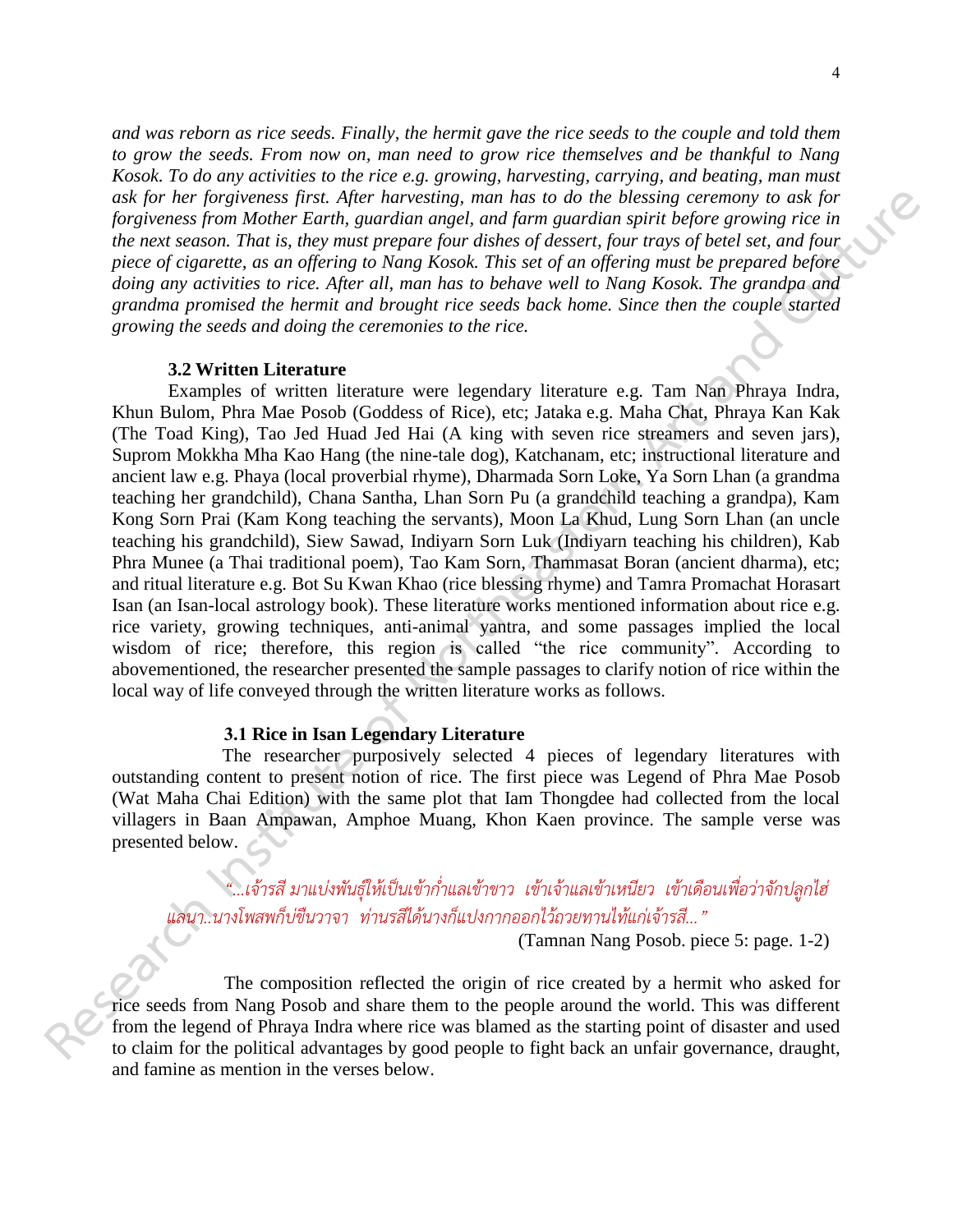*and was reborn as rice seeds. Finally, the hermit gave the rice seeds to the couple and told them to grow the seeds. From now on, man need to grow rice themselves and be thankful to Nang Kosok. To do any activities to the rice e.g. growing, harvesting, carrying, and beating, man must ask for her forgiveness first. After harvesting, man has to do the blessing ceremony to ask for forgiveness from Mother Earth, guardian angel, and farm guardian spirit before growing rice in the next season. That is, they must prepare four dishes of dessert, four trays of betel set, and four piece of cigarette, as an offering to Nang Kosok. This set of an offering must be prepared before doing any activities to rice. After all, man has to behave well to Nang Kosok. The grandpa and grandma promised the hermit and brought rice seeds back home. Since then the couple started growing the seeds and doing the ceremonies to the rice.*

### 3.2 Written Literature

Examples of written literature were legendary literature e.g. Tam Nan Phraya Indra, Khun Bulom, Phra Mae Posob (Goddess of Rice), etc; Jataka e.g. Maha Chat, Phraya Kan Kak (The Toad King), Tao Jed Huad Jed Hai (A king with seven rice streamers and seven jars), Suprom Mokkha Mha Kao Hang (the nine-tale dog), Katchanam, etc; instructional literature and ancient law e.g. Phaya (local proverbial rhyme), Dharmada Sorn Loke, Ya Sorn Lhan (a grandma teaching her grandchild), Chana Santha, Lhan Sorn Pu (a grandchild teaching a grandpa), Kam Kong Sorn Prai (Kam Kong teaching the servants), Moon La Khud, Lung Sorn Lhan (an uncle teaching his grandchild), Siew Sawad, Indiyarn Sorn Luk (Indiyarn teaching his children), Kab Phra Munee (a Thai traditional poem), Tao Kam Sorn, Thammasat Boran (ancient dharma), etc; and ritual literature e.g. Bot Su Kwan Khao (rice blessing rhyme) and Tamra Promachat Horasart Isan (an Isan-local astrology book). These literature works mentioned information about rice e.g. rice variety, growing techniques, anti-animal yantra, and some passages implied the local wisdom of rice; therefore, this region is called "the rice community". According to abovementioned, the researcher presented the sample passages to clarify notion of rice within the local way of life conveyed through the written literature works as follows.

### 3.1 Rice in Isan Legendary Literature

The researcher purposively selected 4 pieces of legendary literatures with outstanding content to present notion of rice. The first piece was Legend of Phra Mae Posob (Wat Maha Chai Edition) with the same plot that Iam Thongdee had collected from the local villagers in Baan Ampawan, Amphoe Muang, Khon Kaen province. The sample verse was presented below.

*"...เจ้ารสี มาแบ่งพันธุ์ให้เป็นเข้าก่ำแลเข้าขาว เข้าเจ้าแลเข้าเหนียว เข้าเดือนเพื่อว่าจักปลูกไฮ่แลนา..นางโพสพก็บ่ขืนวาจา ท่านรสีได้นางก็แปงกาถออกไว้ถวยทานไท้แก่เจ้ารสี..."*

(Tamnan Nang Posob. piece 5: page. 1-2)

The composition reflected the origin of rice created by a hermit who asked for rice seeds from Nang Posob and share them to the people around the world. This was different from the legend of Phraya Indra where rice was blamed as the starting point of disaster and used to claim for the political advantages by good people to fight back an unfair governance, draught, and famine as mention in the verses below.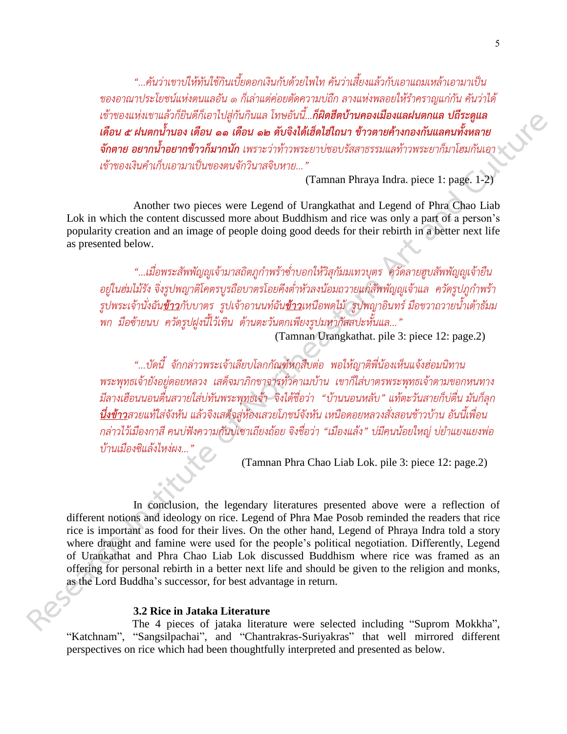*"...คันว่าเขาบ่ให้ทันใช้กินเบี้ยดอกเงินกับด้วยไพไท คันว่าเลี้ยงแล้วกับเอาแถมเหล้าเอามาเป็นของอาณาประโยชน์แห่งตนแลอัน ๑ ก็เล่าแต่ค่อยตัดความบ่ถึก ลางแห่งพลอยให้รำคราญแก่กัน คันว่าได้เข้าของแห่งเขาแล้วก็ยินดีก็เอาไปสู่กันกินแล โทษอันนี้...**ก็ผิดฮีตบ้านคองเมืองแลฝนตกแล ปถีระดูแลเดือน ๕ ฝนตกน้ำนอง เดือน ๑๑ เดือน ๑๒ ดับจิงได้เฮ็ดไฮ่ไถนา ข้าวตายค้างกองกันแลคนทั้งหลายจักตาย อยากน้ำอยากข้าวก็มากนัก** เพราะว่าท้าวพระยาบ่ชอบรัสสาธรรมแลท้าวพระยาก็มาโฮมกันเอาเข้าของเงินคำเก็บเอามาเป็นของตนจักวินาสฉิบหาย..."*

(Tamnan Phraya Indra. piece 1: page. 1-2)

Another two pieces were Legend of Urangkathat and Legend of Phra Chao Liab Lok in which the content discussed more about Buddhism and rice was only a part of a person's popularity creation and an image of people doing good deeds for their rebirth in a better next life as presented below.

*"...เมื่อพระสัพพัญญูเจ้ามาสถิตภูกำพร้าซ่ำบอกให้วิสุกัมมเทวบุตร ควัดลายฮูบสัพพัญญูเจ้ายืนอยู่ในฮ่มไม้รัง จิ่งรูปพญาติโคตรบูรถือบาตรโอยคีงต่ำหัวลงน้อมถวายแก่สัพพัญญูเจ้าแล ควัดรูปภูกำพร้ารูปพระเจ้านั่งฉัน**<u>ข้าว</u>**กับบาตร รูปเจ้าอานนท์ฉัน**<u>ข้าว</u>**เหนือพดไม้ รูปพญาอินทร์ มือขวาถวายน้ำเต้าธัมมพก มือซ้ายนบ ควัดรูปฝูงนี้ไว้เทิน ด้านตะวันตกเพียงรูปมหากัสสปะหั้นแล..."*

(Tamnan Urangkathat. pile 3: piece 12: page.2)

*"...บัดนี้ จักกล่าวพระเจ้าเลียบโลกกัณฑ์หกสืบต่อ พอให้ญาติพี่น้องเห็นแจ้งฮ่อมนิทานพระพุทธเจ้ายังอยู่ดอยหลวง เสด็จมาภิกขาจารทั่วคาเมบ้าน เขาก็ใส่บาตรพระพุทธเจ้าตามขอกหนทางมีลางเฮือนนอนตื่นสวายใส่บ่ทันพระพุทธเจ้า จิงได้ชื่อว่า "บ้านนอนหลับ" แท้ตะวันสายก็บ่ตื่น มันก็ลุก**<u>นึ่งข้าว</u>**สวยแท้ใส่จังหัน แล้วจิงเสด็จสู่ห้องเสวยโภชน์จังหัน เหนือดอยหลวงสั่งสอนซ้าวบ้าน อันนี้เพื่อนกล่าวไว้เมืองกาสี คนบ่ฟังความกันบ่เซาเถียงถ้อย จิงชื่อว่า "เมืองแล้ง" บ่มีคนน้อยใหญ่ บ่ยำแยงแยงพ่อบ้านเมืองซิแล้งไหง่ผง..."*

(Tamnan Phra Chao Liab Lok. pile 3: piece 12: page.2)

In conclusion, the legendary literatures presented above were a reflection of different notions and ideology on rice. Legend of Phra Mae Posob reminded the readers that rice rice is important as food for their lives. On the other hand, Legend of Phraya Indra told a story where draught and famine were used for the people's political negotiation. Differently, Legend of Urankathat and Phra Chao Liab Lok discussed Buddhism where rice was framed as an offering for personal rebirth in a better next life and should be given to the religion and monks, as the Lord Buddha's successor, for best advantage in return.

### 3.2 Rice in Jataka Literature

The 4 pieces of jataka literature were selected including "Suprom Mokkha", "Katchnam", "Sangsilpachai", and "Chantrakras-Suriyakras" that well mirrored different perspectives on rice which had been thoughtfully interpreted and presented as below.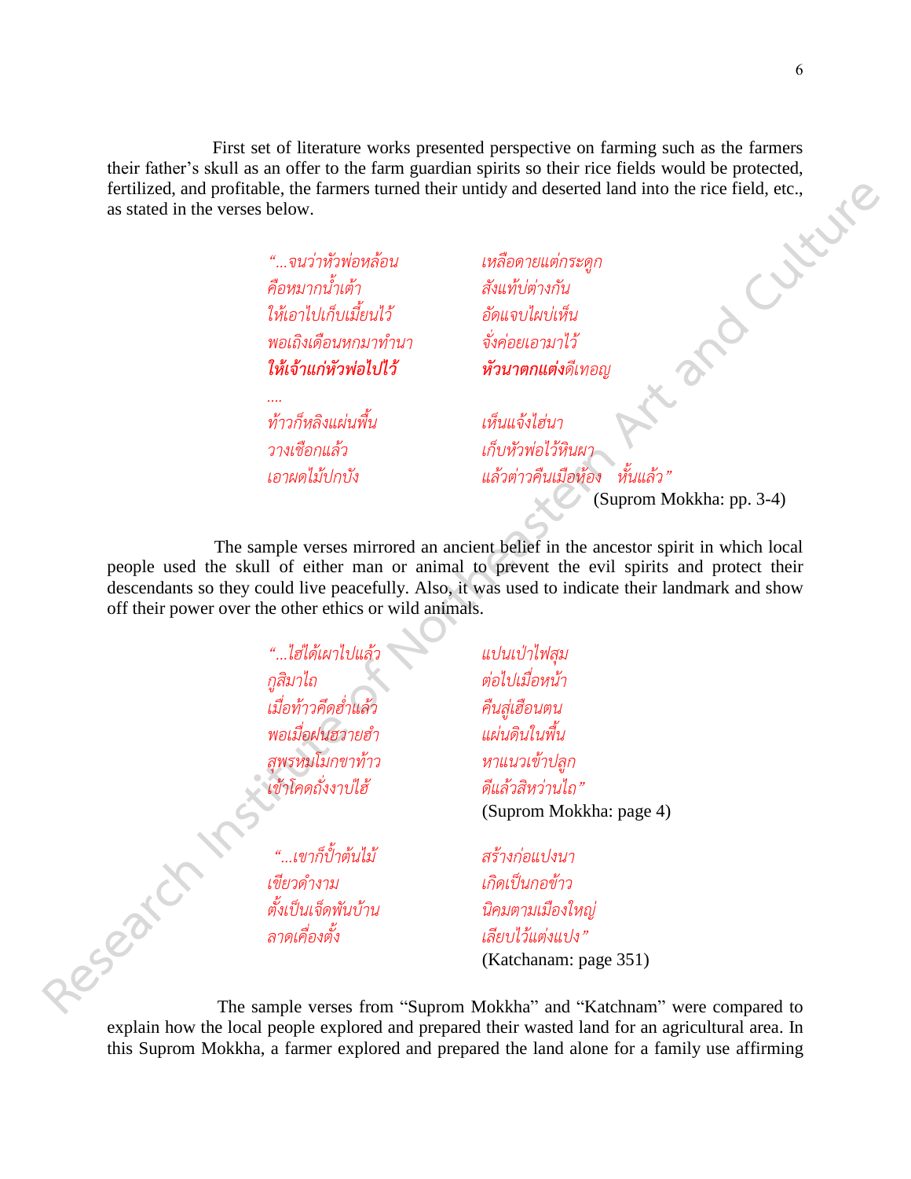First set of literature works presented perspective on farming such as the farmers their father's skull as an offer to the farm guardian spirits so their rice fields would be protected, fertilized, and profitable, the farmers turned their untidy and deserted land into the rice field, etc., as stated in the verses below.

| | |
|---|---|
| *"...จนว่าหัวพ่อหล้อน* | *เหลือดายแต่กระดูก* |
| *คือหมากน้ำเต้า* | *สังแท้บ่ต่างกัน* |
| *ให้เอาไปเก็บเมี้ยนไว้* | *อัดแจบไผบ่เห็น* |
| *พอเถิงเดือนหกมาทำนา* | *จั่งค่อยเอามาไว้* |
| ***ให้เจ้าแก่หัวพ่อไปไว้*** | ***หัวนาตกแต่ง**ดีเทอญ* |
| *....* | |
| *ท้าวก็หลิงแผ่นพื้น* | *เห็นแจ้งไฮ่นา* |
| *วางเชือกแล้ว* | *เก็บหัวพ่อไว้หินผา* |
| *เอาผดไม้ปกบัง* | *แล้วต่าวคืนเมือห้อง หั้นแล้ว"* |

(Suprom Mokkha: pp. 3-4)

The sample verses mirrored an ancient belief in the ancestor spirit in which local people used the skull of either man or animal to prevent the evil spirits and protect their descendants so they could live peacefully. Also, it was used to indicate their landmark and show off their power over the other ethics or wild animals.

| | |
|---|---|
| *"...ไฮ่ได้เผาไปแล้ว* | *แปนเป่าไฟสุม* |
| *กูสิมาไถ* | *ต่อไปเมื่อหน้า* |
| *เมื่อท้าวคีดฮ่ำแล้ว* | *คืนสู่เฮือนตน* |
| *พอเมื่อฝนฮวายฮำ* | *แผ่นดินในพื้น* |
| *สุพรหมโมกขาท้าว* | *หาแนวเข้าปลูก* |
| *เข้าโคดถั่งงาปไฮ้* | *ดีแล้วสิหว่านไถ"* |

(Suprom Mokkha: page 4)

| | |
|---|---|
| *"...เขาก็ป้ำต้นไม้* | *สร้างก่อแปงนา* |
| *เขียวดำงาม* | *เกิดเป็นกอข้าว* |
| *ตั้งเป็นเจ็ดพันบ้าน* | *นิคมตามเมืองใหญ่* |
| *ลาดเคื่องตั้ง* | *เลียบไว้แต่งแปง"* |

(Katchanam: page 351)

The sample verses from "Suprom Mokkha" and "Katchnam" were compared to explain how the local people explored and prepared their wasted land for an agricultural area. In this Suprom Mokkha, a farmer explored and prepared the land alone for a family use affirming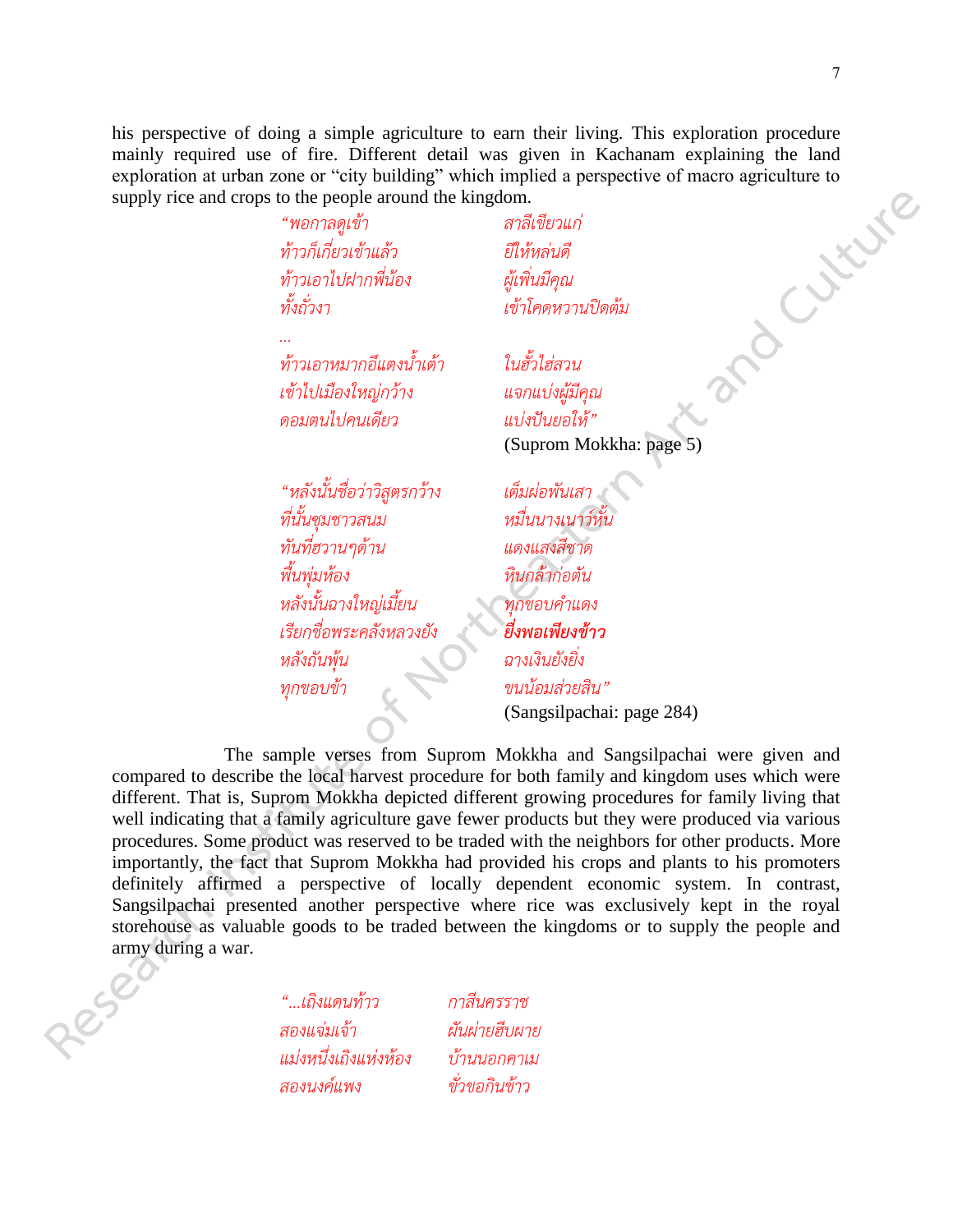his perspective of doing a simple agriculture to earn their living. This exploration procedure mainly required use of fire. Different detail was given in Kachanam explaining the land exploration at urban zone or "city building" which implied a perspective of macro agriculture to supply rice and crops to the people around the kingdom.

*"พอกาลดูเข้า　　　สาลีเขียวแก่*
*ท้าวก็เกี่ยวเข้าแล้ว　　　ยีให้หล่นดี*
*ท้าวเอาไปฝากพี่น้อง　　　ผู้เพิ่นมีคุณ*
*ทั้งถั่วงา　　　เข้าโคดหวานปิดต้ม*
*...*
*ท้าวเอาหมากอีแตงน้ำเต้า　　　ในฮั้วไฮ่สวน*
*เข้าไปเมืองใหญ่กว้าง　　　แจกแบ่งผู้มีคุณ*
*ดอมตนไปคนเดียว　　　แบ่งปันยอให้"*

(Suprom Mokkha: page 5)

*"หลังนั้นชื่อว่าวิสุตรกว้าง　　　เต็มผ่อพันเสา*
*ที่นั้นซุมชาวสนม　　　หมื่นนางเนาว์หั้น*
*ทันที่ฮวานๆด้าน　　　แดงแสงสีชาด*
*พื้นพุ่มห้อง　　　หินกล้าก่อตัน*
*หลังนั้นฉางใหญ่เมี้ยน　　　ทุกขอบคำแดง*
*เรียกชื่อพระคลังหลวงยัง　　　**ยิ่งพอเพียงข้าว***
*หลังถันพุ้น　　　ฉางเงินยังยิ่ง*
*ทุกขอบข้า　　　ขนน้อมส่วยสิน"*

(Sangsilpachai: page 284)

The sample verses from Suprom Mokkha and Sangsilpachai were given and compared to describe the local harvest procedure for both family and kingdom uses which were different. That is, Suprom Mokkha depicted different growing procedures for family living that well indicating that a family agriculture gave fewer products but they were produced via various procedures. Some product was reserved to be traded with the neighbors for other products. More importantly, the fact that Suprom Mokkha had provided his crops and plants to his promoters definitely affirmed a perspective of locally dependent economic system. In contrast, Sangsilpachai presented another perspective where rice was exclusively kept in the royal storehouse as valuable goods to be traded between the kingdoms or to supply the people and army during a war.

*"...เถิงแดนท้าว　　　กาสีนครราช*
*สองแจ่มเจ้า　　　ผันผ่ายฮีบผาย*
*แม่งหนึ่งเถิงแห่งห้อง　　　บ้านนอกคาเม*
*สองนงค์แพง　　　ขั่วขอกินข้าว*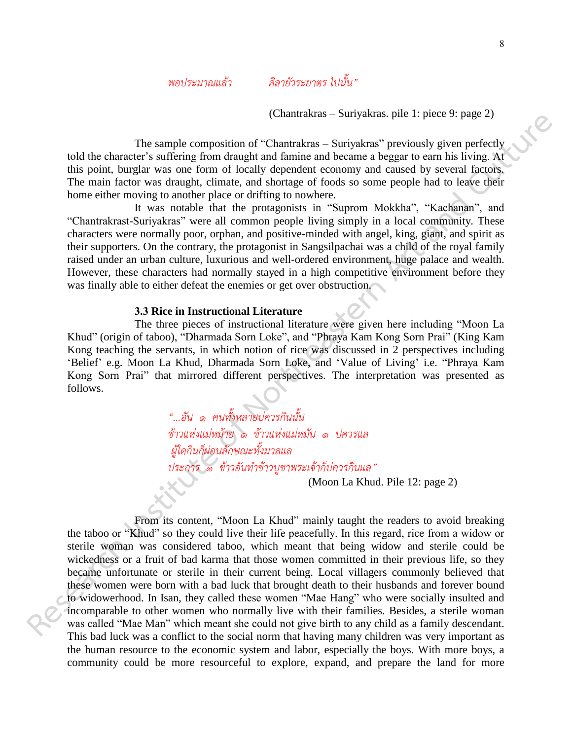*พอประมาณแล้ว ลีลายัวระยาตร ไปนั้น"*

(Chantrakras – Suriyakras. pile 1: piece 9: page 2)

The sample composition of "Chantrakras – Suriyakras" previously given perfectly told the character's suffering from draught and famine and became a beggar to earn his living. At this point, burglar was one form of locally dependent economy and caused by several factors. The main factor was draught, climate, and shortage of foods so some people had to leave their home either moving to another place or drifting to nowhere.

It was notable that the protagonists in "Suprom Mokkha", "Kachanan", and "Chantrakrast-Suriyakras" were all common people living simply in a local community. These characters were normally poor, orphan, and positive-minded with angel, king, giant, and spirit as their supporters. On the contrary, the protagonist in Sangsilpachai was a child of the royal family raised under an urban culture, luxurious and well-ordered environment, huge palace and wealth. However, these characters had normally stayed in a high competitive environment before they was finally able to either defeat the enemies or get over obstruction.

### 3.3 Rice in Instructional Literature

The three pieces of instructional literature were given here including "Moon La Khud" (origin of taboo), "Dharmada Sorn Loke", and "Phraya Kam Kong Sorn Prai" (King Kam Kong teaching the servants, in which notion of rice was discussed in 2 perspectives including 'Belief' e.g. Moon La Khud, Dharmada Sorn Loke, and 'Value of Living' i.e. "Phraya Kam Kong Sorn Prai" that mirrored different perspectives. The interpretation was presented as follows.

*"...อัน ๑ คนทั้งหลายบ่ควรกินนั้น*
*ข้าวแห่งแม่หม้าย ๑ ข้าวแห่งแม่หมัน ๑ บ่ควรแล*
*ผู้ใดกินก็ผ่อนลักษณะทั้งมวลแล*
*ประการ ๑ ข้าวอันทำข้าวบูชาพระเจ้าก็บ่ควรกินแล"*

(Moon La Khud. Pile 12: page 2)

From its content, "Moon La Khud" mainly taught the readers to avoid breaking the taboo or "Khud" so they could live their life peacefully. In this regard, rice from a widow or sterile woman was considered taboo, which meant that being widow and sterile could be wickedness or a fruit of bad karma that those women committed in their previous life, so they became unfortunate or sterile in their current being. Local villagers commonly believed that these women were born with a bad luck that brought death to their husbands and forever bound to widowerhood. In Isan, they called these women "Mae Hang" who were socially insulted and incomparable to other women who normally live with their families. Besides, a sterile woman was called "Mae Man" which meant she could not give birth to any child as a family descendant. This bad luck was a conflict to the social norm that having many children was very important as the human resource to the economic system and labor, especially the boys. With more boys, a community could be more resourceful to explore, expand, and prepare the land for more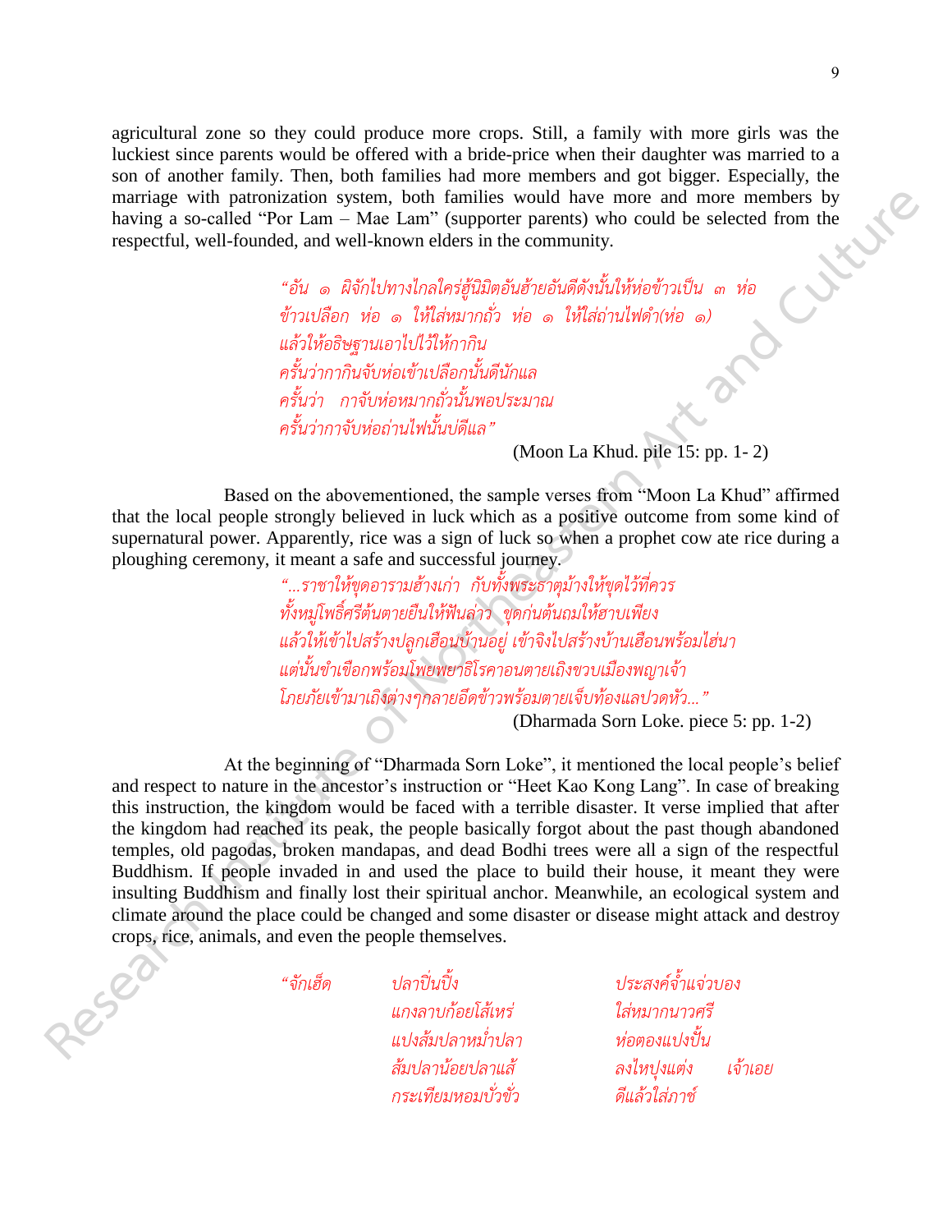agricultural zone so they could produce more crops. Still, a family with more girls was the luckiest since parents would be offered with a bride-price when their daughter was married to a son of another family. Then, both families had more members and got bigger. Especially, the marriage with patronization system, both families would have more and more members by having a so-called "Por Lam – Mae Lam" (supporter parents) who could be selected from the respectful, well-founded, and well-known elders in the community.

> *"อัน ๑ ผิจักไปทางไกลใคร่ฮู้นิมิตอันฮ้ายอันดีดังนั้นให้ห่อข้าวเป็น ๓ ห่อ*
> *ข้าวเปลือก ห่อ ๑ ให้ใส่หมากถั่ว ห่อ ๑ ให้ใส่ถ่านไฟดำ(ห่อ ๑)*
> *แล้วให้อธิษฐานเอาไปไว้ให้กากิน*
> *ครั้นว่ากากินจับห่อเข้าเปลือกนั้นดีนักแล*
> *ครั้นว่า กาจับห่อหมากถั่วนั้นพอประมาณ*
> *ครั้นว่ากาจับห่อถ่านไฟนั้นบ่ดีแล"*
>
> (Moon La Khud. pile 15: pp. 1- 2)

Based on the abovementioned, the sample verses from "Moon La Khud" affirmed that the local people strongly believed in luck which as a positive outcome from some kind of supernatural power. Apparently, rice was a sign of luck so when a prophet cow ate rice during a ploughing ceremony, it meant a safe and successful journey.

> *"...ราชาให้ขุดอารามฮ้างเก่า กับทั้งพระธาตุม้างให้ขุดไว้ที่ควร*
> *ทั้งหมู่โพธิ์ศรีต้นตายยืนให้ฟันล่าว ขุดก่นต้นถมให้ฮาบเพียง*
> *แล้วให้เข้าไปสร้างปลูกเฮือนบ้านอยู่ เข้าจิงไปสร้างบ้านเฮือนพร้อมไฮ่นา*
> *แต่นั้นชำเงือกพร้อมโพยพยาธิโรคาอนตายเถิงขวบเมืองพญาเจ้า*
> *โภยภัยเข้ามาเถิงต่างๆกลายอึดข้าวพร้อมตายเจ็บท้องแลปวดหัว..."*
>
> (Dharmada Sorn Loke. piece 5: pp. 1-2)

At the beginning of "Dharmada Sorn Loke", it mentioned the local people's belief and respect to nature in the ancestor's instruction or "Heet Kao Kong Lang". In case of breaking this instruction, the kingdom would be faced with a terrible disaster. It verse implied that after the kingdom had reached its peak, the people basically forgot about the past though abandoned temples, old pagodas, broken mandapas, and dead Bodhi trees were all a sign of the respectful Buddhism. If people invaded in and used the place to build their house, it meant they were insulting Buddhism and finally lost their spiritual anchor. Meanwhile, an ecological system and climate around the place could be changed and some disaster or disease might attack and destroy crops, rice, animals, and even the people themselves.

> *"จักเฮ็ด　ปลาปิ่นปิ้ง　ประสงค์จ้ำแจ่วบอง*
> *แกงลาบก้อยโส้เหร่　ใส่หมากนาวศรี*
> *แปงส้มปลาหม่ำปลา　ห่อตองแปงปั้น*
> *ส้มปลาน้อยปลาแส้　ลงไหปุงแต่ง　เจ้าเอย*
> *กระเทียมหอมบั่วขั่ว　ดีแล้วใส่ภาช์*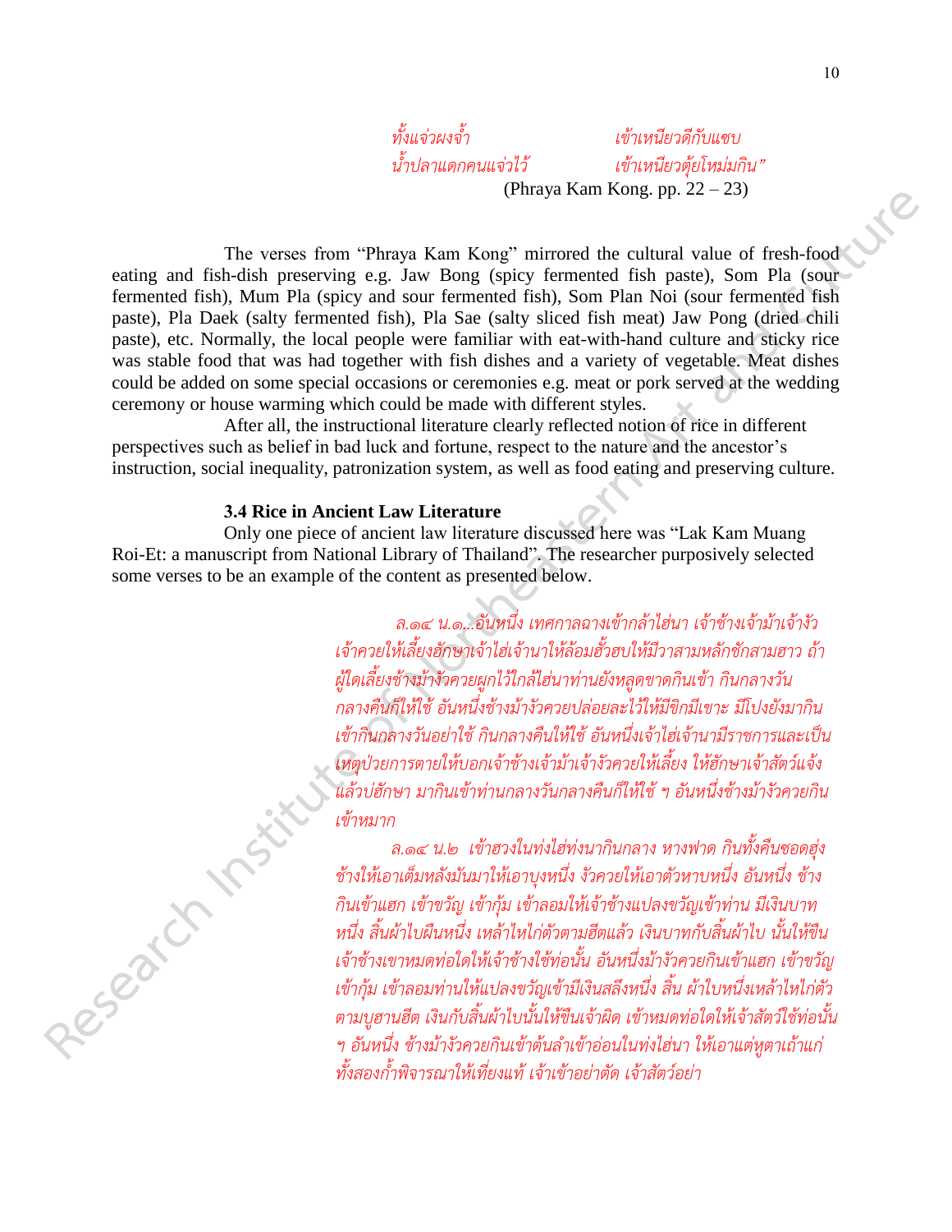*ทั้งแจ่วผงจ้ำ เข้าเหนียวดีกับแซบ*
*น้ำปลาแดกคนแจ่วไว้ เข้าเหนียวตุ้ยโหม่มกิน"*

(Phraya Kam Kong. pp. 22 – 23)

The verses from "Phraya Kam Kong" mirrored the cultural value of fresh-food eating and fish-dish preserving e.g. Jaw Bong (spicy fermented fish paste), Som Pla (sour fermented fish), Mum Pla (spicy and sour fermented fish), Som Plan Noi (sour fermented fish paste), Pla Daek (salty fermented fish), Pla Sae (salty sliced fish meat) Jaw Pong (dried chili paste), etc. Normally, the local people were familiar with eat-with-hand culture and sticky rice was stable food that was had together with fish dishes and a variety of vegetable. Meat dishes could be added on some special occasions or ceremonies e.g. meat or pork served at the wedding ceremony or house warming which could be made with different styles.

After all, the instructional literature clearly reflected notion of rice in different perspectives such as belief in bad luck and fortune, respect to the nature and the ancestor's instruction, social inequality, patronization system, as well as food eating and preserving culture.

### 3.4 Rice in Ancient Law Literature

Only one piece of ancient law literature discussed here was "Lak Kam Muang Roi-Et: a manuscript from National Library of Thailand". The researcher purposively selected some verses to be an example of the content as presented below.

*ล.๑๔ น.๑...อันหนึ่ง เทศกาลฉลางเข้ากล้าไฮ่นา เจ้าช้างเจ้าม้าเจ้างัว เจ้าควยให้เลี้ยงฮักษาเจ้าไฮ่เจ้านาให้ล้อมฮั้วฮบให้มีวาสามหลักชักสามฮาว ถ้าผู้ใดเลี้ยงช้างม้างัวควยผูกไว้ใกล้ไฮ่นาท่านยังหลุดขาดกินเข้า กินกลางวัน กลางคืนก็ให้ใช้ อันหนึ่งช้างม้างัวควยปล่อยละไว้ให้มีขิกมีเขาะ มีโปงยังมากินเข้ากินกลางวันอย่าใช้ กินกลางคืนให้ใช้ อันหนึ่งเจ้าไฮ่เจ้านามีราชการและเป็นเหตุป่วยการตายให้บอกเจ้าช้างเจ้าม้าเจ้างัวควยให้เลี้ยง ให้ฮักษาเจ้าสัตว์แจ้งแล้วบ่ฮักษา มากินเข้าท่านกลางวันกลางคืนก็ให้ใช้ ฯ อันหนึ่งช้างม้างัวควยกินเข้าหมาก*

*ล.๑๔ น.๒ เข้าฮวงในท่งไฮ่ท่งนากินกลาง หางฟาด กินทั้งคืนซอดฮุ่ง ช้างให้เอาเต็มหลังมันมาให้เอาบุงหนึ่ง งัวควยให้เอาตัวหาบหนึ่ง อันหนึ่ง ช้างกินเข้าแฮก เข้าขวัญ เข้ากุ้ม เข้าลอมให้เจ้าช้างแปลงขวัญเข้าท่าน มีเงินบาทหนึ่ง สิ้นผ้าไบผืนหนึ่ง เหล้าไหไก่ตัวตามฮีตแล้ว เงินบาทกับสิ้นผ้าไบ นั้นให้ขึนเจ้าช้างเขาหมดท่อใดให้เจ้าช้างใช้ท่อนั้น อันหนึ่งม้างัวควยกินเข้าแฮก เข้าขวัญ เข้ากุ้ม เข้าลอมท่านให้แปลงขวัญเข้ามีเงินสลึงหนึ่ง สิ้น ผ้าไบหนึ่งเหล้าไหไก่ตัวตามบูฮานฮีต เงินกับสิ้นผ้าไบนั้นให้ขึนเจ้าผิด เข้าหมดท่อใดให้เจ้าสัตว์ใช้ท่อนั้น ฯ อันหนึ่ง ช้างม้างัวควยกินเข้าต้นลำเข้าอ่อนในท่งไฮ่นา ให้เอาแต่หูตาเถ้าแก่ทั้งสองก้ำพิจารณาให้เที่ยงแท้ เจ้าเข้าอย่าตัด เจ้าสัตว์อย่า*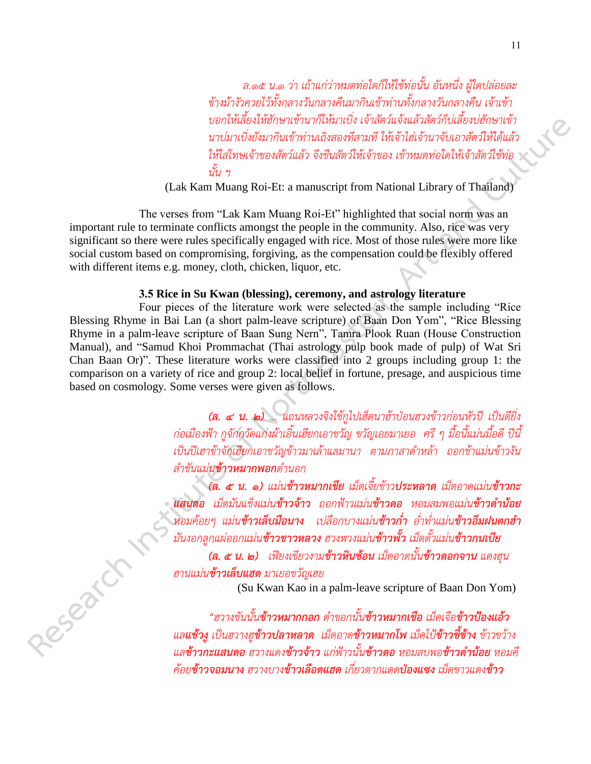*ล.๑๕ น.๑ ว่า เถ้าแก่ว่าหมดท่อใดก็ให้ใช้ท่อนั้น อันหนึ่ง ผู้ใดปล่อยละช้างม้างัวควยไว้ทั้งกลางวันกลางคืนมากินเข้าท่านทั้งกลางวันกลางคืน เจ้าเข้าบอกให้เลี้ยงให้ฮักษาเข้านาก็ให้มาเบิ่ง เจ้าสัตว์แจ้งแล้วสัตว์ก็บ่เลี้ยงบ่ฮักษาเข้านาบ่มาเบิ่งยังมากินเข้าท่านเถิงสองทีสามที ให้เจ้าไฮ่เจ้านาจับเอาสัตว์ให้ได้แล้วให้ใส่โทษเจ้าของสัตว์แล้ว จึงขืนสัตว์ให้เจ้าของ เข้าหมดท่อใดให้เจ้าสัตว์ใช้ท่อนั้น ๆ*

(Lak Kam Muang Roi-Et: a manuscript from National Library of Thailand)

The verses from "Lak Kam Muang Roi-Et" highlighted that social norm was an important rule to terminate conflicts amongst the people in the community. Also, rice was very significant so there were rules specifically engaged with rice. Most of those rules were more like social custom based on compromising, forgiving, as the compensation could be flexibly offered with different items e.g. money, cloth, chicken, liquor, etc.

### 3.5 Rice in Su Kwan (blessing), ceremony, and astrology literature

Four pieces of the literature work were selected as the sample including "Rice Blessing Rhyme in Bai Lan (a short palm-leave scripture) of Baan Don Yom", "Rice Blessing Rhyme in a palm-leave scripture of Baan Sung Nern", Tamra Plook Ruan (House Construction Manual), and "Samud Khoi Prommachat (Thai astrology pulp book made of pulp) of Wat Sri Chan Baan Or)". These literature works were classified into 2 groups including group 1: the comparison on a variety of rice and group 2: local belief in fortune, presage, and auspicious time based on cosmology. Some verses were given as follows.

***(ล. ๔ น. ๒)*** *... แถนหลวงจิงใช้กูไปเฮ็ดนาฮ้าป่อนฮวงข้าวก่อนหัวปี เป็นดียิ่งก่อเมืองฟ้า กูจักก็วัดแก่งผ้าเอิ้นเฮียกเอาขวัญ ขวัญเอยมาเยอ ศรี ๆ มื้อนี้แม่นมื้อดี ปีนี้เป็นปีเฮาข้าจักเฮียกเอาขวัญข้าวมาเล้าแลมานา ตามภาสาดำหล้า ถอกช้าแม่นข้าวงันลำชันแม่น**ข้าวหมากพอก**ดำนอก*

***(ล. ๕ น. ๑)*** *แม่น**ข้าวหมากเขีย** เม็ดเจี้ยข้าว**ประหลาด** เม็ดอาดแม่น**ข้าวกะแสนดอ** เม็ดมันแข็งแม่น**ข้าวจ้าว** ถอกฟ้าวแม่น**ข้าวดอ** หอมสมพอแม่น**ข้าวดำน้อย** หอมค้อยๆ แม่น**ข้าวเล็บมือนาง** เปลือกบางแม่น**ข้าวก่ำ** อ่ำห่ำแม่น**ข้าวอืมฝนตกฮำ** มันงอกลูกแผ่ออกแม่น**ข้าวขาวหลวง** ฮวงพวงแม่น**ข้าวพั้ว** เม็ดตั้วแม่น**ข้าวกนเบีย***

***(ล. ๕ น. ๒)*** *เพียงเขียวงาม**ข้าวหินซ้อน** เม็ดอาดนั้น**ข้าวดอกจาน** แดงฮุนฮานแม่น**ข้าวเล็บแฮด** มาเยอขวัญเฮย*

(Su Kwan Kao in a palm-leave scripture of Baan Don Yom)

*"ฮวงชันนั้น**ข้าวหมากกอก** ดำขอกนั้น**ข้าวหมากเขือ** เม็ดเจือ**ข้าวป้องแอ้ว** แล**ข้าวงู** เป็นฮวงฮู**ข้าวปลาหลาด** เม็ดอาด**ข้าวหมากโพ** เม็ดโป้**ข้าวขี้ช้าง** ข้าวขว้างแล**ข้าวกะแสนดอ** ฮวงแดง**ข้าวจ้าว** แก่ฟ้าวนั้น**ข้าวดอ** หอมสบพอ**ข้าวดำน้อย** หอมคีค้อย**ข้าวจอมนาง** ฮวงบาง**ข้าวเลือดแฮด** เกี่ยวตากแดด**ป่องแซง** เม็ดขาวแดง**ข้าว***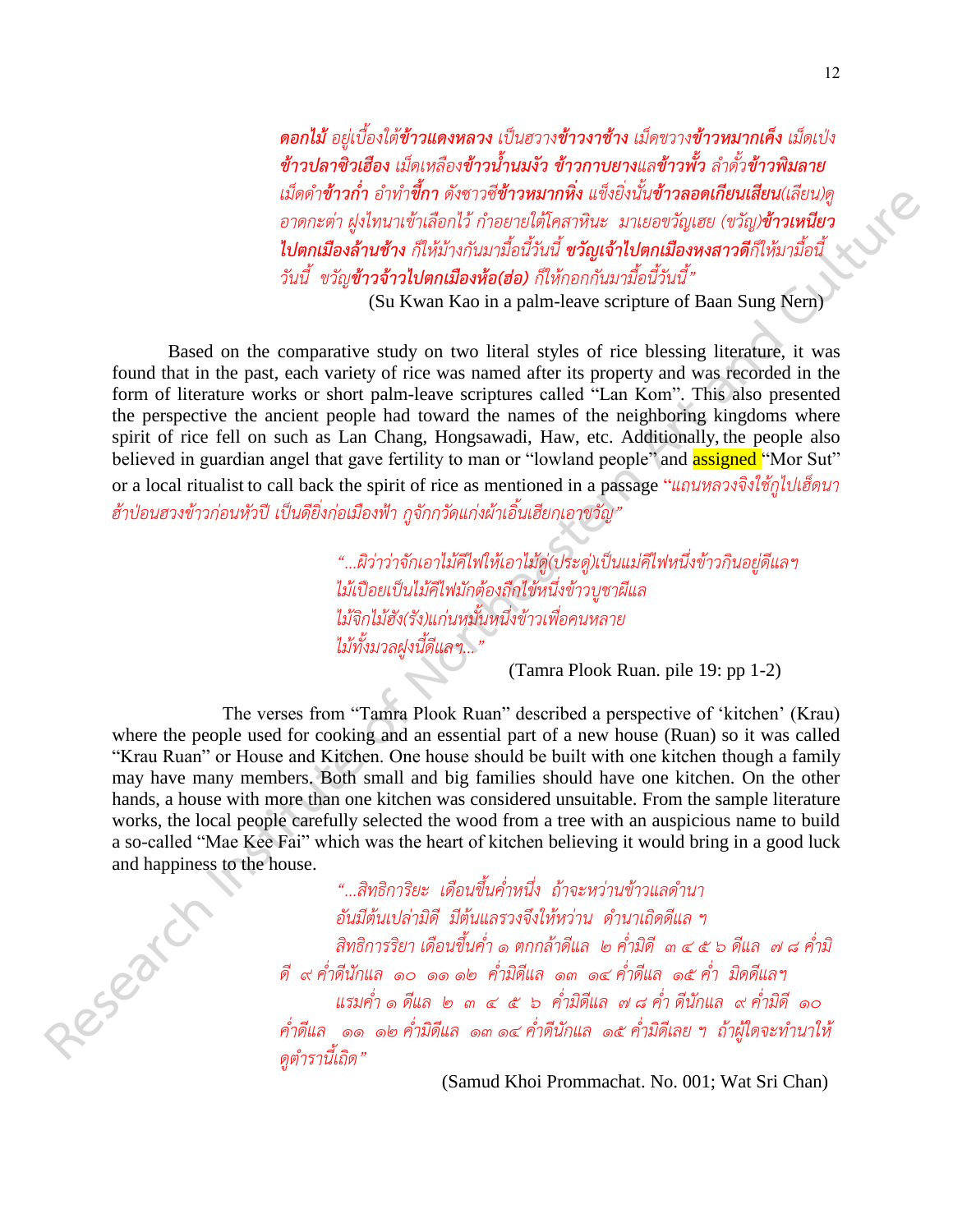*ดอกไม้ อยู่เบื้องใต้**ข้าวแดงหลวง** เป็นฮวาง**ข้าวงาช้าง** เม็ดขวาง**ข้าวหมากเค็ง** เม็ดเป่ง **ข้าวปลาซิวเฮือง** เม็ดเหลือง**ข้าวน้ำนมงัว ข้าวกาบยางแลข้าวพั้ว** ลำตั้ว**ข้าวพิมลาย** เม็ดดำ**ข้าวก่ำ** อำทำ**ขี้กา** ดังซาวซี**ข้าวหมากหิ่ง** แข็งยิ่งนั้น**ข้าวลอดเกียนเสียน**(เลียน)ดู อาดกะต่ำ ฝูงไทนาเข้าเลือกไว้ ก็อยายใต้โคสาหินะ มาเยอขวัญเฮย (ขวัญ)**ข้าวเหนียวไปตกเมืองล้านช้าง** ก็ให้ม้างกันมามื้อนี้วันนี้ **ขวัญเจ้าไปตกเมืองหงสาวดี**ก็ให้มามื้อนี้วันนี้ ขวัญ**ข้าวจ้าวไปตกเมืองห้อ(ฮ่อ)** ก็ให้ถอกกันมามื้อนี้วันนี้"*

(Su Kwan Kao in a palm-leave scripture of Baan Sung Nern)

Based on the comparative study on two literal styles of rice blessing literature, it was found that in the past, each variety of rice was named after its property and was recorded in the form of literature works or short palm-leave scriptures called "Lan Kom". This also presented the perspective the ancient people had toward the names of the neighboring kingdoms where spirit of rice fell on such as Lan Chang, Hongsawadi, Haw, etc. Additionally, the people also believed in guardian angel that gave fertility to man or "lowland people" and assigned "Mor Sut" or a local ritualist to call back the spirit of rice as mentioned in a passage *"แถนหลวงจิงใช้กูไปเฮ็ดนาฮ้าป่อนฮวงข้าวก่อนหัวปี เป็นดียิ่งก่อเมืองฟ้า กูจักกวัดแก่งผ้าเอิ้นเฮียกเอาขวัญ"*

*"...ผิว่าว่าจักเอาไม้คีไฟให้เอาไม้ดู่(ประดู่)เป็นแม่คีไฟหนึ่งข้าวกินอยู่ดีแลฯ*
*ไม้เปือยเป็นไม้คีไฟมักต้องถืกไข้หนึ่งข้าวบูชาผีแล*
*ไม้จิกไม้ฮัง(รัง)แก่นหมั้นหนึ่งข้าวเพื่อคนหลาย*
*ไม้ทั้งมวลฝูงนี้ดีแลฯ..."*

(Tamra Plook Ruan. pile 19: pp 1-2)

The verses from "Tamra Plook Ruan" described a perspective of 'kitchen' (Krau) where the people used for cooking and an essential part of a new house (Ruan) so it was called "Krau Ruan" or House and Kitchen. One house should be built with one kitchen though a family may have many members. Both small and big families should have one kitchen. On the other hands, a house with more than one kitchen was considered unsuitable. From the sample literature works, the local people carefully selected the wood from a tree with an auspicious name to build a so-called "Mae Kee Fai" which was the heart of kitchen believing it would bring in a good luck and happiness to the house.

*"...สิทธิการิยะ เดือนขึ้นค่ำหนึ่ง ถ้าจะหว่านข้าวแลดำนา อันมีต้นเปล่ามิดี มีต้นแลรวงจึงให้หว่าน ดำนาเถิดดีแล ฯ*
*สิทธิการริยา เดือนขึ้นค่ำ ๑ ตกกล้าดีแล ๒ ค่ำมิดี ๓ ๔ ๕ ๖ ดีแล ๗ ๘ ค่ำมิดี ๙ ค่ำดีนักแล ๑๐ ๑๑ ๑๒ ค่ำมิดีแล ๑๓ ๑๔ ค่ำดีแล ๑๕ ค่ำ มิดดีแลฯ*
*แรมค่ำ ๑ ดีแล ๒ ๓ ๔ ๕ ๖ ค่ำมิดีแล ๗ ๘ ค่ำ ดีนักแล ๙ ค่ำมิดี ๑๐ ค่ำดีแล ๑๑ ๑๒ ค่ำมิดีแล ๑๓ ๑๔ ค่ำดีนักแล ๑๕ ค่ำมิดีเลย ฯ ถ้าผู้ใดจะทำนาให้ดูตำรานี้เถิด"*

(Samud Khoi Prommachat. No. 001; Wat Sri Chan)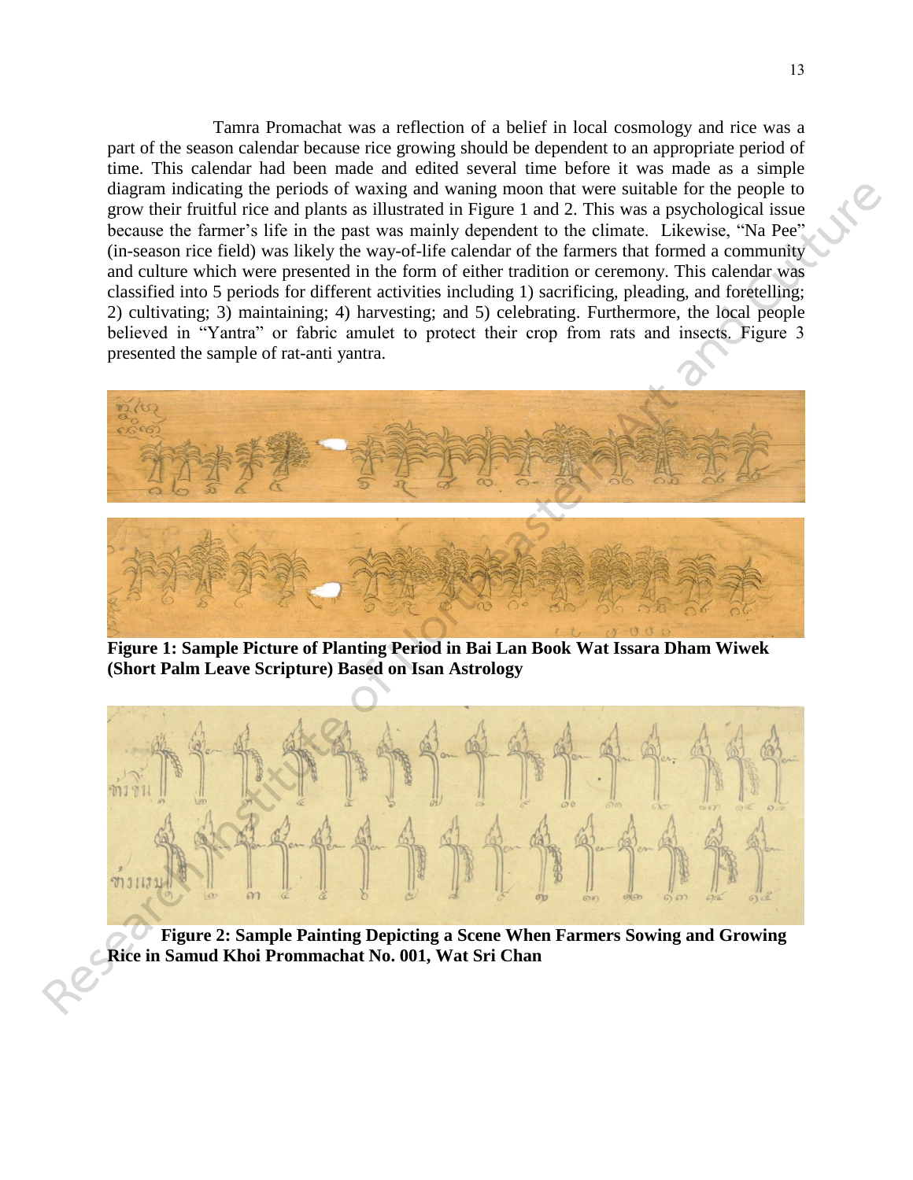Tamra Promachat was a reflection of a belief in local cosmology and rice was a part of the season calendar because rice growing should be dependent to an appropriate period of time. This calendar had been made and edited several time before it was made as a simple diagram indicating the periods of waxing and waning moon that were suitable for the people to grow their fruitful rice and plants as illustrated in Figure 1 and 2. This was a psychological issue because the farmer's life in the past was mainly dependent to the climate. Likewise, "Na Pee" (in-season rice field) was likely the way-of-life calendar of the farmers that formed a community and culture which were presented in the form of either tradition or ceremony. This calendar was classified into 5 periods for different activities including 1) sacrificing, pleading, and foretelling; 2) cultivating; 3) maintaining; 4) harvesting; and 5) celebrating. Furthermore, the local people believed in "Yantra" or fabric amulet to protect their crop from rats and insects. Figure 3 presented the sample of rat-anti yantra.

**Figure 1: Sample Picture of Planting Period in Bai Lan Book Wat Issara Dham Wiwek (Short Palm Leave Scripture) Based on Isan Astrology**

**Figure 2: Sample Painting Depicting a Scene When Farmers Sowing and Growing Rice in Samud Khoi Prommachat No. 001, Wat Sri Chan**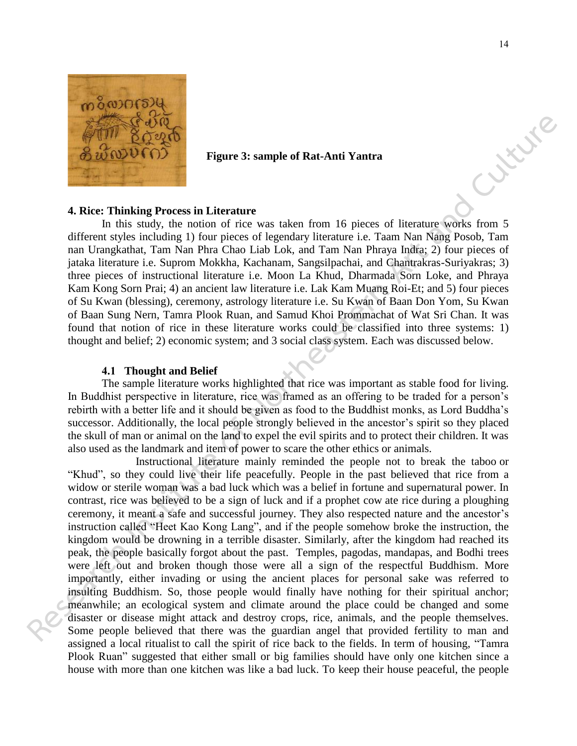**Figure 3: sample of Rat-Anti Yantra**

### 4. Rice: Thinking Process in Literature

In this study, the notion of rice was taken from 16 pieces of literature works from 5 different styles including 1) four pieces of legendary literature i.e. Taam Nan Nang Posob, Tam nan Urangkathat, Tam Nan Phra Chao Liab Lok, and Tam Nan Phraya Indra; 2) four pieces of jataka literature i.e. Suprom Mokkha, Kachanam, Sangsilpachai, and Chantrakras-Suriyakras; 3) three pieces of instructional literature i.e. Moon La Khud, Dharmada Sorn Loke, and Phraya Kam Kong Sorn Prai; 4) an ancient law literature i.e. Lak Kam Muang Roi-Et; and 5) four pieces of Su Kwan (blessing), ceremony, astrology literature i.e. Su Kwan of Baan Don Yom, Su Kwan of Baan Sung Nern, Tamra Plook Ruan, and Samud Khoi Prommachat of Wat Sri Chan. It was found that notion of rice in these literature works could be classified into three systems: 1) thought and belief; 2) economic system; and 3 social class system. Each was discussed below.

#### 4.1 Thought and Belief

The sample literature works highlighted that rice was important as stable food for living. In Buddhist perspective in literature, rice was framed as an offering to be traded for a person's rebirth with a better life and it should be given as food to the Buddhist monks, as Lord Buddha's successor. Additionally, the local people strongly believed in the ancestor's spirit so they placed the skull of man or animal on the land to expel the evil spirits and to protect their children. It was also used as the landmark and item of power to scare the other ethics or animals.

Instructional literature mainly reminded the people not to break the taboo or "Khud", so they could live their life peacefully. People in the past believed that rice from a widow or sterile woman was a bad luck which was a belief in fortune and supernatural power. In contrast, rice was believed to be a sign of luck and if a prophet cow ate rice during a ploughing ceremony, it meant a safe and successful journey. They also respected nature and the ancestor's instruction called "Heet Kao Kong Lang", and if the people somehow broke the instruction, the kingdom would be drowning in a terrible disaster. Similarly, after the kingdom had reached its peak, the people basically forgot about the past. Temples, pagodas, mandapas, and Bodhi trees were left out and broken though those were all a sign of the respectful Buddhism. More importantly, either invading or using the ancient places for personal sake was referred to insulting Buddhism. So, those people would finally have nothing for their spiritual anchor; meanwhile; an ecological system and climate around the place could be changed and some disaster or disease might attack and destroy crops, rice, animals, and the people themselves. Some people believed that there was the guardian angel that provided fertility to man and assigned a local ritualist to call the spirit of rice back to the fields. In term of housing, "Tamra Plook Ruan" suggested that either small or big families should have only one kitchen since a house with more than one kitchen was like a bad luck. To keep their house peaceful, the people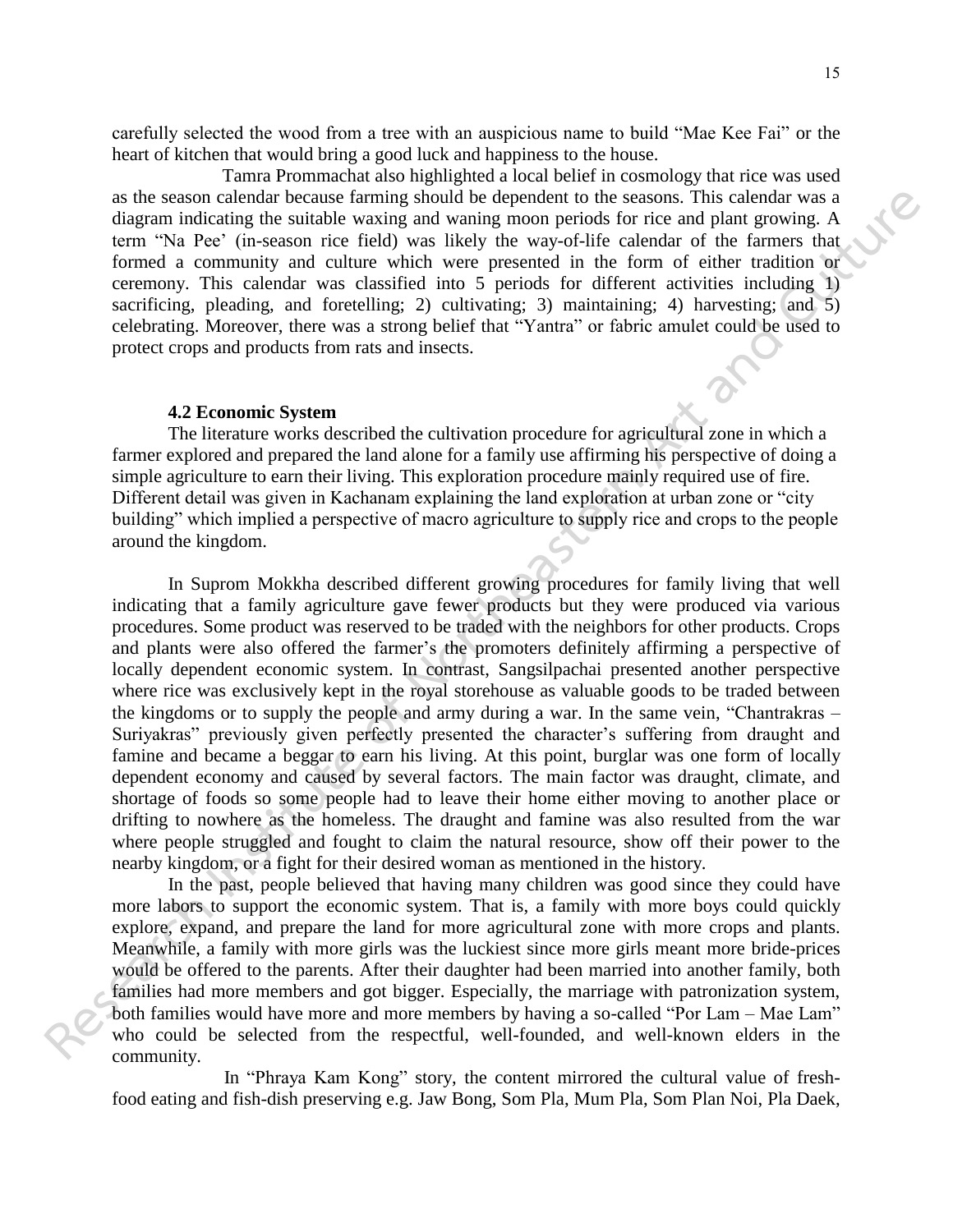carefully selected the wood from a tree with an auspicious name to build "Mae Kee Fai" or the heart of kitchen that would bring a good luck and happiness to the house.

Tamra Prommachat also highlighted a local belief in cosmology that rice was used as the season calendar because farming should be dependent to the seasons. This calendar was a diagram indicating the suitable waxing and waning moon periods for rice and plant growing. A term "Na Pee' (in-season rice field) was likely the way-of-life calendar of the farmers that formed a community and culture which were presented in the form of either tradition or ceremony. This calendar was classified into 5 periods for different activities including 1) sacrificing, pleading, and foretelling; 2) cultivating; 3) maintaining; 4) harvesting; and 5) celebrating. Moreover, there was a strong belief that "Yantra" or fabric amulet could be used to protect crops and products from rats and insects.

### 4.2 Economic System

The literature works described the cultivation procedure for agricultural zone in which a farmer explored and prepared the land alone for a family use affirming his perspective of doing a simple agriculture to earn their living. This exploration procedure mainly required use of fire. Different detail was given in Kachanam explaining the land exploration at urban zone or "city building" which implied a perspective of macro agriculture to supply rice and crops to the people around the kingdom.

In Suprom Mokkha described different growing procedures for family living that well indicating that a family agriculture gave fewer products but they were produced via various procedures. Some product was reserved to be traded with the neighbors for other products. Crops and plants were also offered the farmer's the promoters definitely affirming a perspective of locally dependent economic system. In contrast, Sangsilpachai presented another perspective where rice was exclusively kept in the royal storehouse as valuable goods to be traded between the kingdoms or to supply the people and army during a war. In the same vein, "Chantrakras – Suriyakras" previously given perfectly presented the character's suffering from draught and famine and became a beggar to earn his living. At this point, burglar was one form of locally dependent economy and caused by several factors. The main factor was draught, climate, and shortage of foods so some people had to leave their home either moving to another place or drifting to nowhere as the homeless. The draught and famine was also resulted from the war where people struggled and fought to claim the natural resource, show off their power to the nearby kingdom, or a fight for their desired woman as mentioned in the history.

In the past, people believed that having many children was good since they could have more labors to support the economic system. That is, a family with more boys could quickly explore, expand, and prepare the land for more agricultural zone with more crops and plants. Meanwhile, a family with more girls was the luckiest since more girls meant more bride-prices would be offered to the parents. After their daughter had been married into another family, both families had more members and got bigger. Especially, the marriage with patronization system, both families would have more and more members by having a so-called "Por Lam – Mae Lam" who could be selected from the respectful, well-founded, and well-known elders in the community.

In "Phraya Kam Kong" story, the content mirrored the cultural value of fresh-food eating and fish-dish preserving e.g. Jaw Bong, Som Pla, Mum Pla, Som Plan Noi, Pla Daek,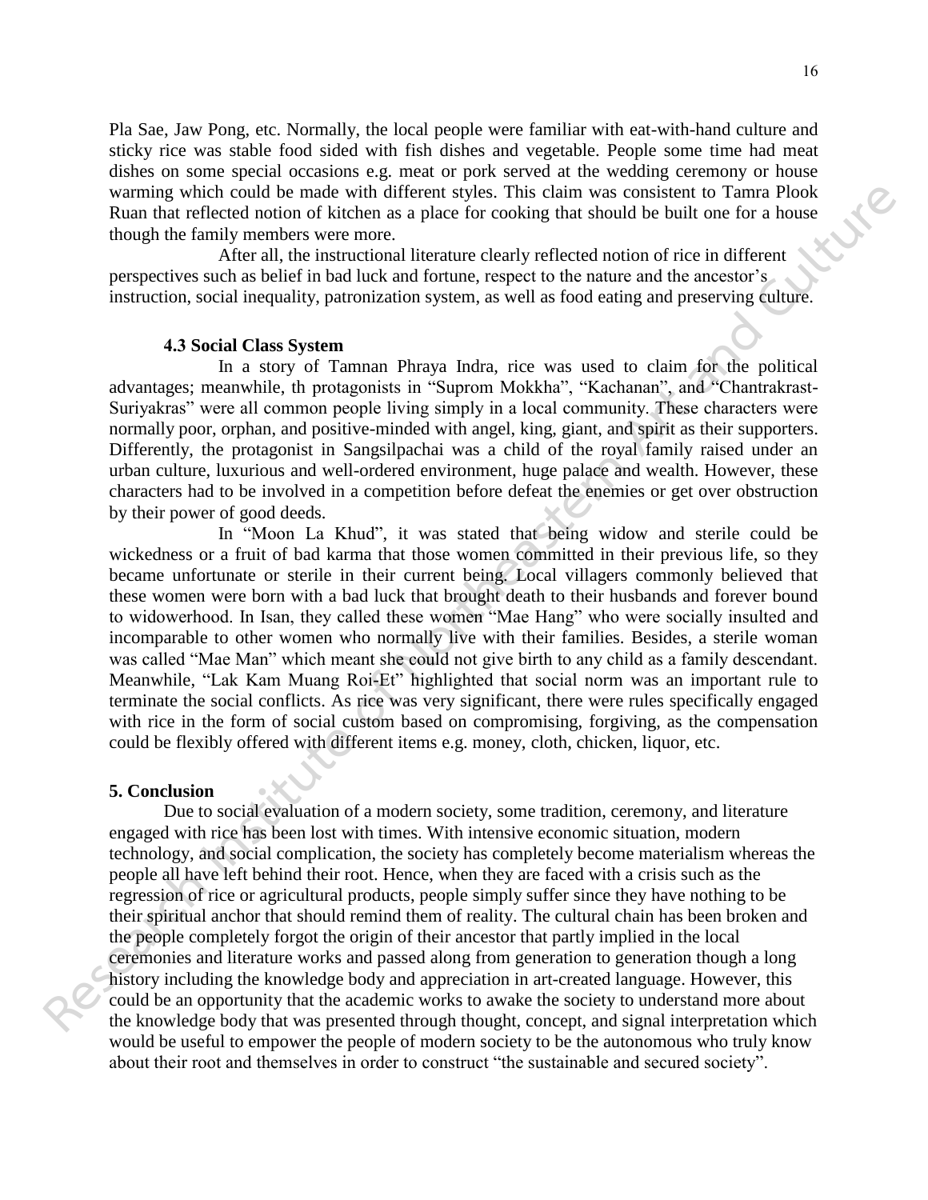Pla Sae, Jaw Pong, etc. Normally, the local people were familiar with eat-with-hand culture and sticky rice was stable food sided with fish dishes and vegetable. People some time had meat dishes on some special occasions e.g. meat or pork served at the wedding ceremony or house warming which could be made with different styles. This claim was consistent to Tamra Plook Ruan that reflected notion of kitchen as a place for cooking that should be built one for a house though the family members were more.

After all, the instructional literature clearly reflected notion of rice in different perspectives such as belief in bad luck and fortune, respect to the nature and the ancestor's instruction, social inequality, patronization system, as well as food eating and preserving culture.

### 4.3 Social Class System

In a story of Tamnan Phraya Indra, rice was used to claim for the political advantages; meanwhile, th protagonists in "Suprom Mokkha", "Kachanan", and "Chantrakrast-Suriyakras" were all common people living simply in a local community. These characters were normally poor, orphan, and positive-minded with angel, king, giant, and spirit as their supporters. Differently, the protagonist in Sangsilpachai was a child of the royal family raised under an urban culture, luxurious and well-ordered environment, huge palace and wealth. However, these characters had to be involved in a competition before defeat the enemies or get over obstruction by their power of good deeds.

In "Moon La Khud", it was stated that being widow and sterile could be wickedness or a fruit of bad karma that those women committed in their previous life, so they became unfortunate or sterile in their current being. Local villagers commonly believed that these women were born with a bad luck that brought death to their husbands and forever bound to widowerhood. In Isan, they called these women "Mae Hang" who were socially insulted and incomparable to other women who normally live with their families. Besides, a sterile woman was called "Mae Man" which meant she could not give birth to any child as a family descendant. Meanwhile, "Lak Kam Muang Roi-Et" highlighted that social norm was an important rule to terminate the social conflicts. As rice was very significant, there were rules specifically engaged with rice in the form of social custom based on compromising, forgiving, as the compensation could be flexibly offered with different items e.g. money, cloth, chicken, liquor, etc.

## 5. Conclusion

Due to social evaluation of a modern society, some tradition, ceremony, and literature engaged with rice has been lost with times. With intensive economic situation, modern technology, and social complication, the society has completely become materialism whereas the people all have left behind their root. Hence, when they are faced with a crisis such as the regression of rice or agricultural products, people simply suffer since they have nothing to be their spiritual anchor that should remind them of reality. The cultural chain has been broken and the people completely forgot the origin of their ancestor that partly implied in the local ceremonies and literature works and passed along from generation to generation though a long history including the knowledge body and appreciation in art-created language. However, this could be an opportunity that the academic works to awake the society to understand more about the knowledge body that was presented through thought, concept, and signal interpretation which would be useful to empower the people of modern society to be the autonomous who truly know about their root and themselves in order to construct "the sustainable and secured society".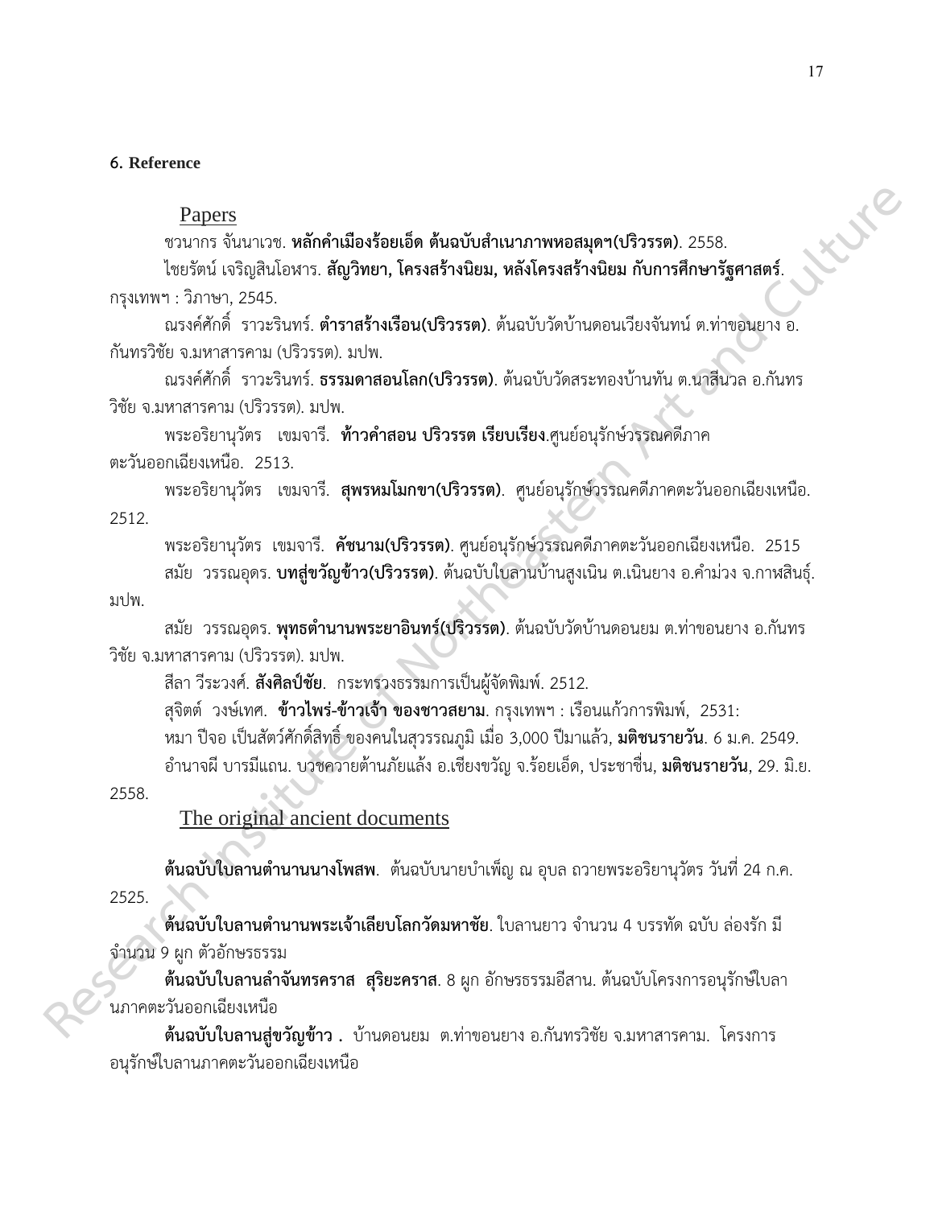### 6. Reference

Papers

ชวนากร จันนาเวช. **หลักคำเมืองร้อยเอ็ด ต้นฉบับสำเนาภาพหอสมุดฯ(ปริวรรต)**. 2558.

ไชยรัตน์ เจริญสินโอฬาร. **สัญวิทยา, โครงสร้างนิยม, หลังโครงสร้างนิยม กับการศึกษารัฐศาสตร์**. กรุงเทพฯ : วิภาษา, 2545.

ณรงค์ศักดิ์ ราวะรินทร์. **ตำราสร้างเรือน(ปริวรรต)**. ต้นฉบับวัดบ้านดอนเวียงจันทน์ ต.ท่าขอนยาง อ.กันทรวิชัย จ.มหาสารคาม (ปริวรรต). มปพ.

ณรงค์ศักดิ์ ราวะรินทร์. **ธรรมดาสอนโลก(ปริวรรต)**. ต้นฉบับวัดสระทองบ้านทัน ต.นาสีนวล อ.กันทรวิชัย จ.มหาสารคาม (ปริวรรต). มปพ.

พระอริยานุวัตร เขมจารี. **ท้าวคำสอน ปริวรรต เรียบเรียง**.ศูนย์อนุรักษ์วรรณคดีภาคตะวันออกเฉียงเหนือ. 2513.

พระอริยานุวัตร เขมจารี. **สุพรหมโมกขา(ปริวรรต)**. ศูนย์อนุรักษ์วรรณคดีภาคตะวันออกเฉียงเหนือ. 2512.

พระอริยานุวัตร เขมจารี. **คัชนาม(ปริวรรต)**. ศูนย์อนุรักษ์วรรณคดีภาคตะวันออกเฉียงเหนือ. 2515

สมัย วรรณอุดร. **บทสู่ขวัญข้าว(ปริวรรต)**. ต้นฉบับใบลานบ้านสูงเนิน ต.เนินยาง อ.คำม่วง จ.กาฬสินธุ์. มปพ.

สมัย วรรณอุดร. **พุทธตำนานพระยาอินทร์(ปริวรรต)**. ต้นฉบับวัดบ้านดอนยม ต.ท่าขอนยาง อ.กันทรวิชัย จ.มหาสารคาม (ปริวรรต). มปพ.

สีลา วีระวงศ์. **สังศิลป์ชัย**. กระทรวงธรรมการเป็นผู้จัดพิมพ์. 2512.

สุจิตต์ วงษ์เทศ. **ข้าวไพร่-ข้าวเจ้า ของชาวสยาม**. กรุงเทพฯ : เรือนแก้วการพิมพ์, 2531:

หมา ปีจอ เป็นสัตว์ศักดิ์สิทธิ์ ของคนในสุวรรณภูมิ เมื่อ 3,000 ปีมาแล้ว, **มติชนรายวัน**. 6 ม.ค. 2549.

อำนาจผี บารมีแถน. บวชควายต้านภัยแล้ง อ.เชียงขวัญ จ.ร้อยเอ็ด, ประชาชื่น, **มติชนรายวัน**, 29. มิ.ย. 2558.

The original ancient documents

**ต้นฉบับใบลานตำนานนางโพสพ**. ต้นฉบับนายบำเพ็ญ ณ อุบล ถวายพระอริยานุวัตร วันที่ 24 ก.ค. 2525.

**ต้นฉบับใบลานตำนานพระเจ้าเลียบโลกวัดมหาชัย**. ใบลานยาว จำนวน 4 บรรทัด ฉบับ ล่องรัก มีจำนวน 9 ผูก ตัวอักษรธรรม

**ต้นฉบับใบลานลำจันทรคราส สุริยะคราส**. 8 ผูก อักษรธรรมอีสาน. ต้นฉบับโครงการอนุรักษ์ใบลานภาคตะวันออกเฉียงเหนือ

**ต้นฉบับใบลานสู่ขวัญข้าว .** บ้านดอนยม ต.ท่าขอนยาง อ.กันทรวิชัย จ.มหาสารคาม. โครงการอนุรักษ์ใบลานภาคตะวันออกเฉียงเหนือ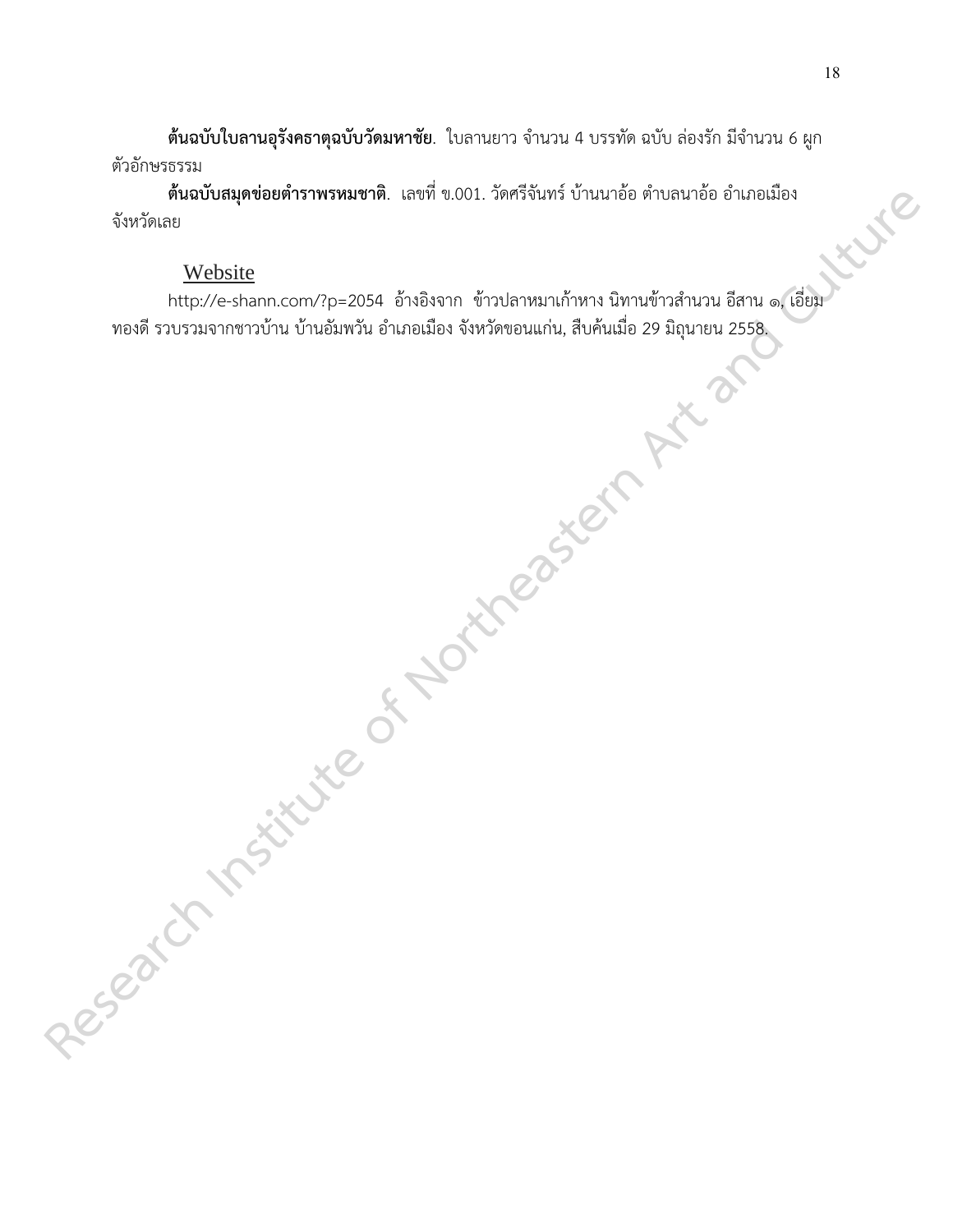**ต้นฉบับใบลานอุรังคธาตุฉบับวัดมหาชัย**. ใบลานยาว จำนวน 4 บรรทัด ฉบับ ล่องรัก มีจำนวน 6 ผูก ตัวอักษรธรรม

**ต้นฉบับสมุดข่อยตำราพรหมชาติ**. เลขที่ ข.001. วัดศรีจันทร์ บ้านนาอ้อ ตำบลนาอ้อ อำเภอเมือง จังหวัดเลย

## Website

http://e-shann.com/?p=2054 อ้างอิงจาก ข้าวปลาหมาเก้าหาง นิทานข้าวสำนวน อีสาน ๑, เอี่ยม ทองดี รวบรวมจากชาวบ้าน บ้านอัมพวัน อำเภอเมือง จังหวัดขอนแก่น, สืบค้นเมื่อ 29 มิถุนายน 2558.